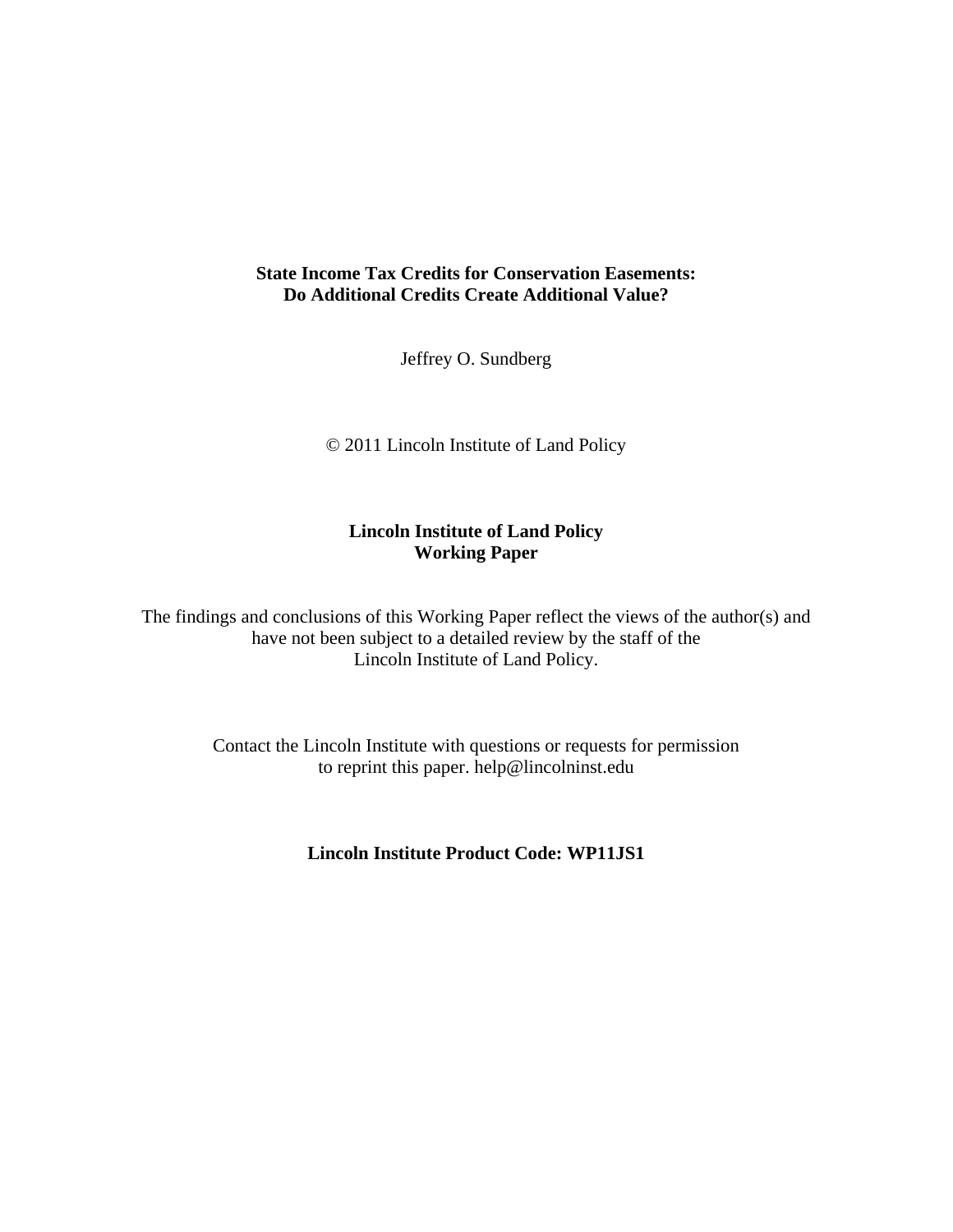**State Income Tax Credits for Conservation Easements:**
**Do Additional Credits Create Additional Value?**

Jeffrey O. Sundberg

© 2011 Lincoln Institute of Land Policy

**Lincoln Institute of Land Policy**
**Working Paper**

The findings and conclusions of this Working Paper reflect the views of the author(s) and have not been subject to a detailed review by the staff of the Lincoln Institute of Land Policy.

Contact the Lincoln Institute with questions or requests for permission to reprint this paper. help@lincolninst.edu

**Lincoln Institute Product Code: WP11JS1**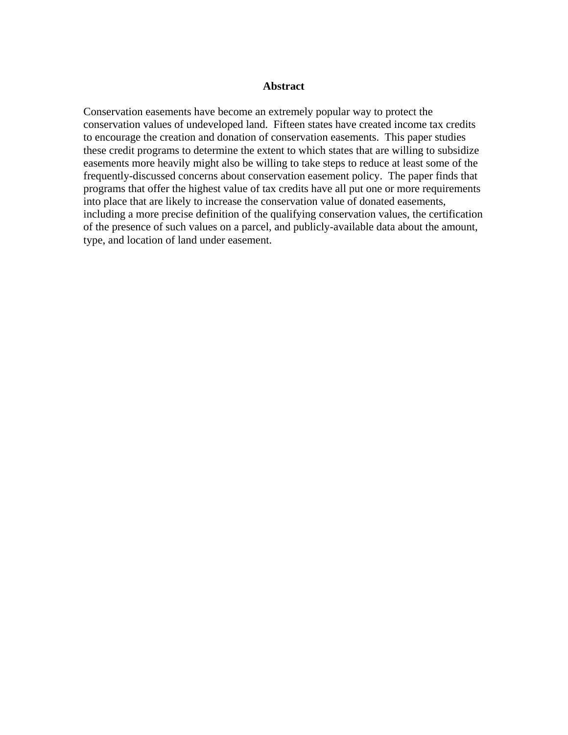## Abstract

Conservation easements have become an extremely popular way to protect the conservation values of undeveloped land. Fifteen states have created income tax credits to encourage the creation and donation of conservation easements. This paper studies these credit programs to determine the extent to which states that are willing to subsidize easements more heavily might also be willing to take steps to reduce at least some of the frequently-discussed concerns about conservation easement policy. The paper finds that programs that offer the highest value of tax credits have all put one or more requirements into place that are likely to increase the conservation value of donated easements, including a more precise definition of the qualifying conservation values, the certification of the presence of such values on a parcel, and publicly-available data about the amount, type, and location of land under easement.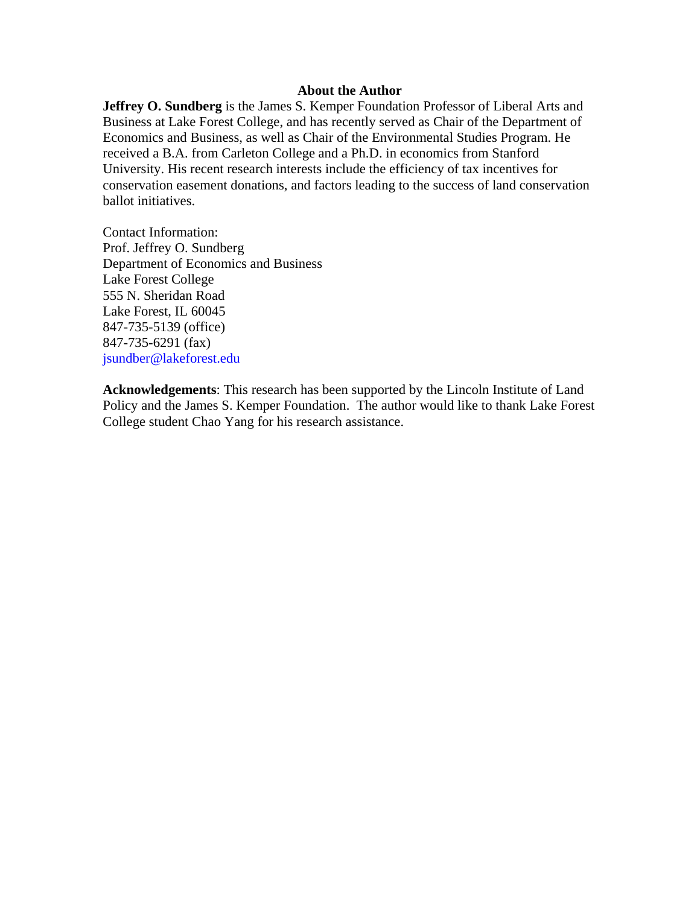## About the Author

**Jeffrey O. Sundberg** is the James S. Kemper Foundation Professor of Liberal Arts and Business at Lake Forest College, and has recently served as Chair of the Department of Economics and Business, as well as Chair of the Environmental Studies Program. He received a B.A. from Carleton College and a Ph.D. in economics from Stanford University. His recent research interests include the efficiency of tax incentives for conservation easement donations, and factors leading to the success of land conservation ballot initiatives.

Contact Information:
Prof. Jeffrey O. Sundberg
Department of Economics and Business
Lake Forest College
555 N. Sheridan Road
Lake Forest, IL 60045
847-735-5139 (office)
847-735-6291 (fax)
jsundber@lakeforest.edu

**Acknowledgements**: This research has been supported by the Lincoln Institute of Land Policy and the James S. Kemper Foundation. The author would like to thank Lake Forest College student Chao Yang for his research assistance.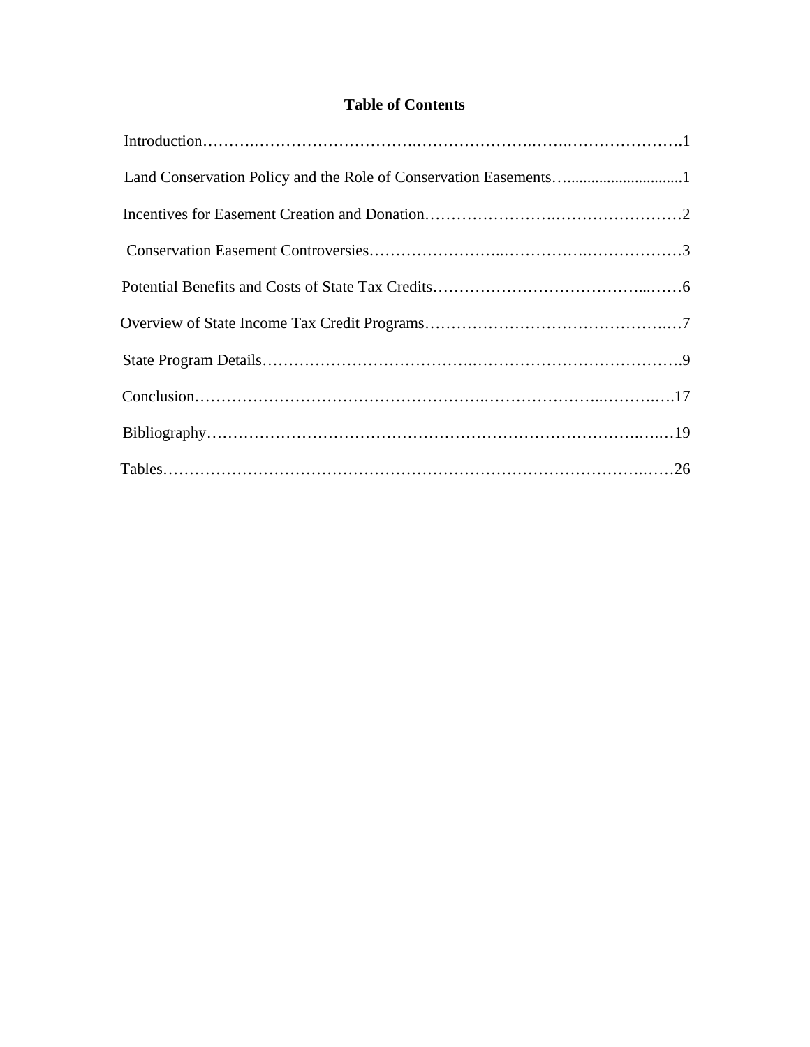# Table of Contents

Introduction……….……………………….………………….……..………………….1

Land Conservation Policy and the Role of Conservation Easements…............................1

Incentives for Easement Creation and Donation………………….……………………2

Conservation Easement Controversies…………………...…………….………………3

Potential Benefits and Costs of State Tax Credits………………………………...……6

Overview of State Income Tax Credit Programs……………………………………….…7

State Program Details………………………………..………………………………….9

Conclusion…………………………………………….…………………..………..….17

Bibliography…………………………………………………………………….….…19

Tables……………………………………………………………………………….……26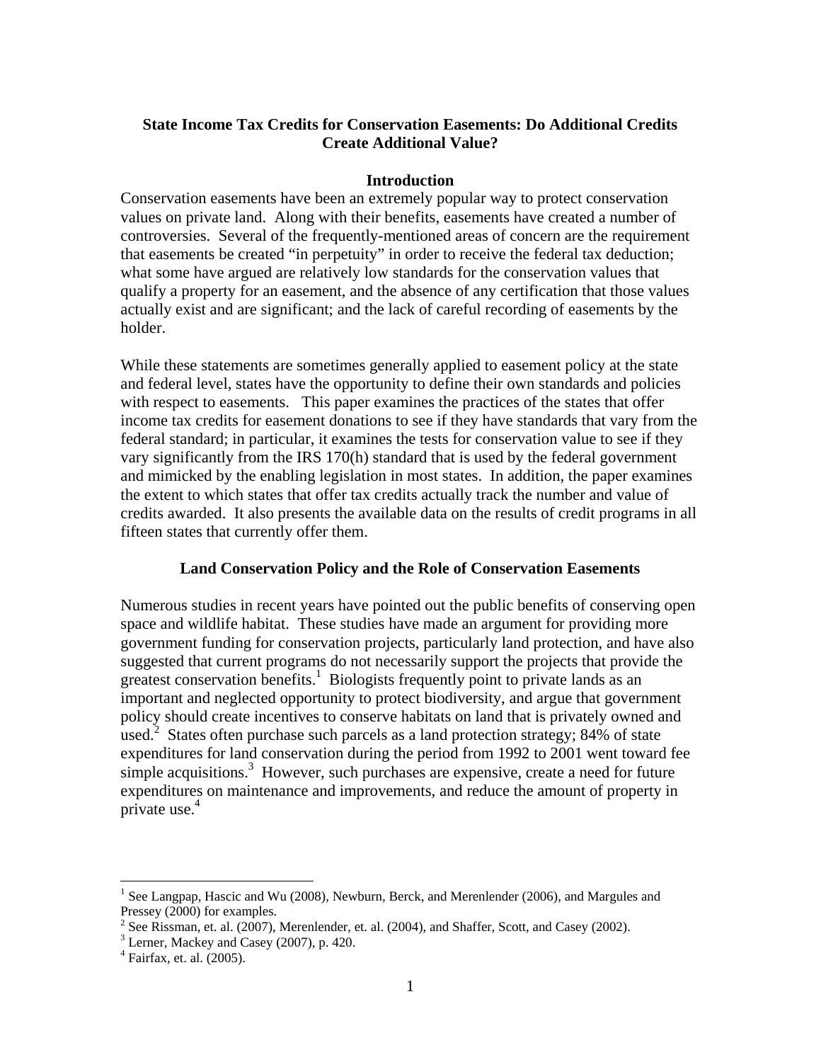**State Income Tax Credits for Conservation Easements: Do Additional Credits Create Additional Value?**

## Introduction

Conservation easements have been an extremely popular way to protect conservation values on private land. Along with their benefits, easements have created a number of controversies. Several of the frequently-mentioned areas of concern are the requirement that easements be created "in perpetuity" in order to receive the federal tax deduction; what some have argued are relatively low standards for the conservation values that qualify a property for an easement, and the absence of any certification that those values actually exist and are significant; and the lack of careful recording of easements by the holder.

While these statements are sometimes generally applied to easement policy at the state and federal level, states have the opportunity to define their own standards and policies with respect to easements. This paper examines the practices of the states that offer income tax credits for easement donations to see if they have standards that vary from the federal standard; in particular, it examines the tests for conservation value to see if they vary significantly from the IRS 170(h) standard that is used by the federal government and mimicked by the enabling legislation in most states. In addition, the paper examines the extent to which states that offer tax credits actually track the number and value of credits awarded. It also presents the available data on the results of credit programs in all fifteen states that currently offer them.

## Land Conservation Policy and the Role of Conservation Easements

Numerous studies in recent years have pointed out the public benefits of conserving open space and wildlife habitat. These studies have made an argument for providing more government funding for conservation projects, particularly land protection, and have also suggested that current programs do not necessarily support the projects that provide the greatest conservation benefits.[1] Biologists frequently point to private lands as an important and neglected opportunity to protect biodiversity, and argue that government policy should create incentives to conserve habitats on land that is privately owned and used.[2] States often purchase such parcels as a land protection strategy; 84% of state expenditures for land conservation during the period from 1992 to 2001 went toward fee simple acquisitions.[3] However, such purchases are expensive, create a need for future expenditures on maintenance and improvements, and reduce the amount of property in private use.[4]

---

[1] See Langpap, Hascic and Wu (2008), Newburn, Berck, and Merenlender (2006), and Margules and Pressey (2000) for examples.

[2] See Rissman, et. al. (2007), Merenlender, et. al. (2004), and Shaffer, Scott, and Casey (2002).

[3] Lerner, Mackey and Casey (2007), p. 420.

[4] Fairfax, et. al. (2005).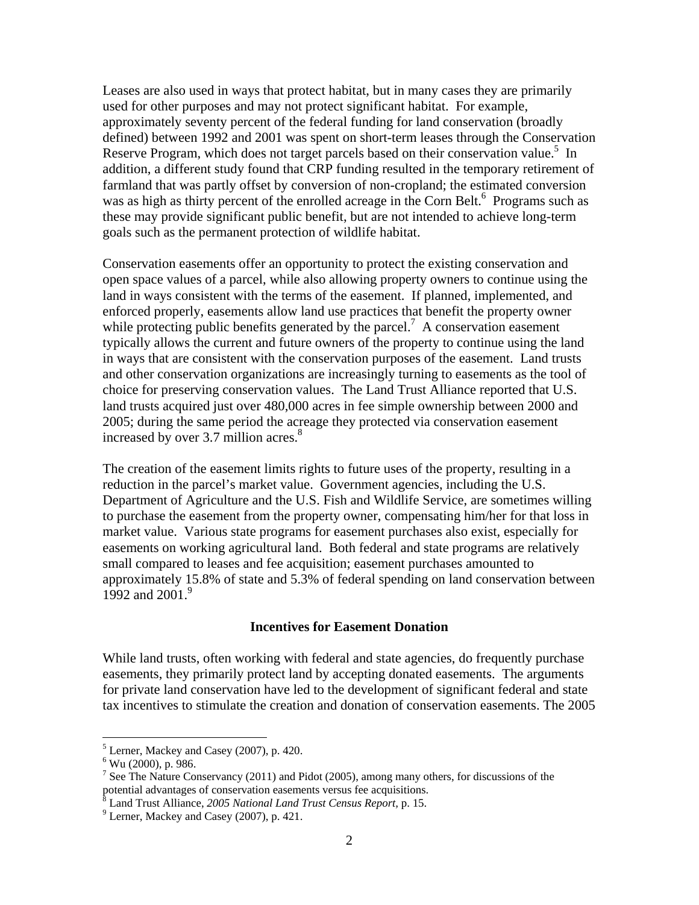Leases are also used in ways that protect habitat, but in many cases they are primarily used for other purposes and may not protect significant habitat. For example, approximately seventy percent of the federal funding for land conservation (broadly defined) between 1992 and 2001 was spent on short-term leases through the Conservation Reserve Program, which does not target parcels based on their conservation value.[5] In addition, a different study found that CRP funding resulted in the temporary retirement of farmland that was partly offset by conversion of non-cropland; the estimated conversion was as high as thirty percent of the enrolled acreage in the Corn Belt.[6] Programs such as these may provide significant public benefit, but are not intended to achieve long-term goals such as the permanent protection of wildlife habitat.

Conservation easements offer an opportunity to protect the existing conservation and open space values of a parcel, while also allowing property owners to continue using the land in ways consistent with the terms of the easement. If planned, implemented, and enforced properly, easements allow land use practices that benefit the property owner while protecting public benefits generated by the parcel.[7] A conservation easement typically allows the current and future owners of the property to continue using the land in ways that are consistent with the conservation purposes of the easement. Land trusts and other conservation organizations are increasingly turning to easements as the tool of choice for preserving conservation values. The Land Trust Alliance reported that U.S. land trusts acquired just over 480,000 acres in fee simple ownership between 2000 and 2005; during the same period the acreage they protected via conservation easement increased by over 3.7 million acres.[8]

The creation of the easement limits rights to future uses of the property, resulting in a reduction in the parcel's market value. Government agencies, including the U.S. Department of Agriculture and the U.S. Fish and Wildlife Service, are sometimes willing to purchase the easement from the property owner, compensating him/her for that loss in market value. Various state programs for easement purchases also exist, especially for easements on working agricultural land. Both federal and state programs are relatively small compared to leases and fee acquisition; easement purchases amounted to approximately 15.8% of state and 5.3% of federal spending on land conservation between 1992 and 2001.[9]

## Incentives for Easement Donation

While land trusts, often working with federal and state agencies, do frequently purchase easements, they primarily protect land by accepting donated easements. The arguments for private land conservation have led to the development of significant federal and state tax incentives to stimulate the creation and donation of conservation easements. The 2005

---

[5] Lerner, Mackey and Casey (2007), p. 420.

[6] Wu (2000), p. 986.

[7] See The Nature Conservancy (2011) and Pidot (2005), among many others, for discussions of the potential advantages of conservation easements versus fee acquisitions.

[8] Land Trust Alliance, *2005 National Land Trust Census Report*, p. 15.

[9] Lerner, Mackey and Casey (2007), p. 421.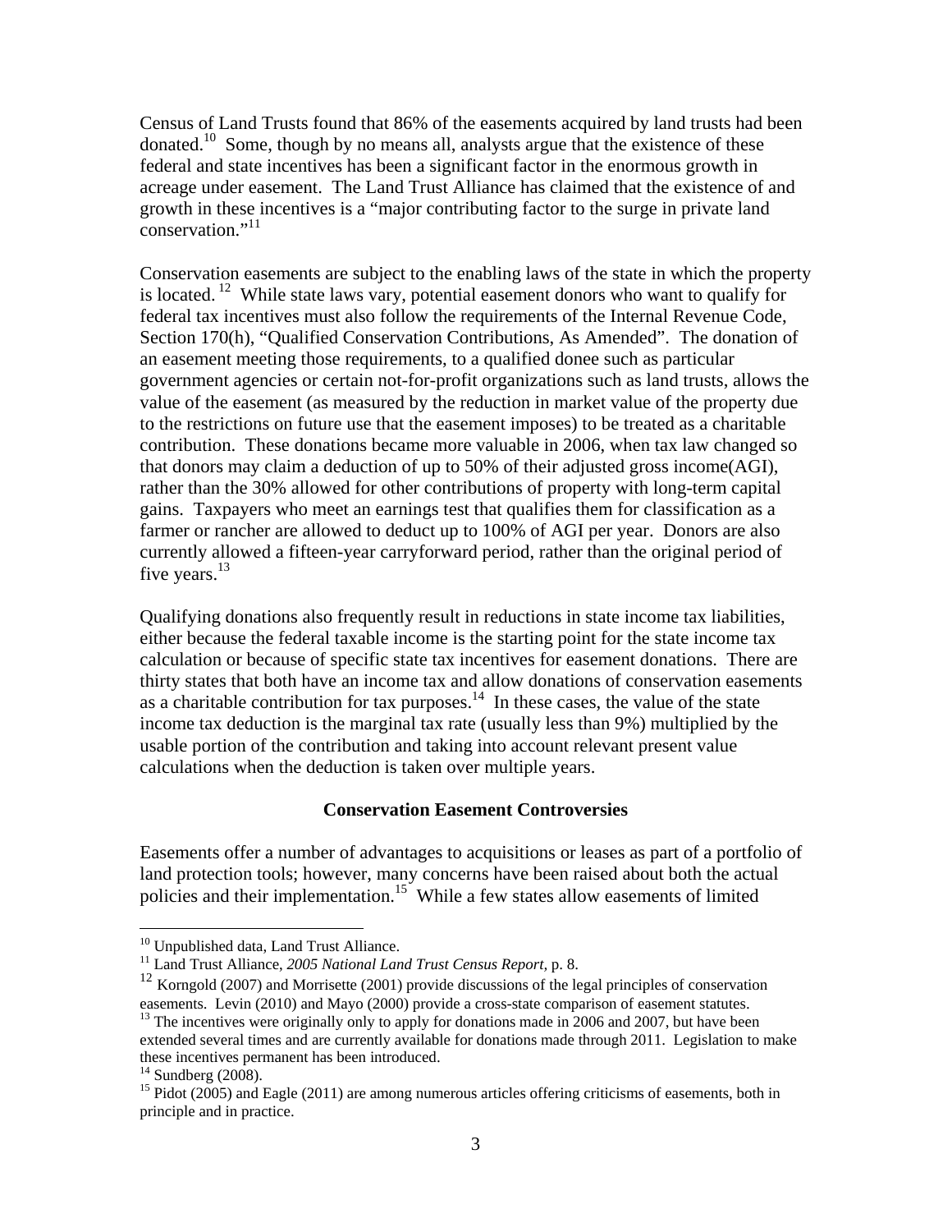Census of Land Trusts found that 86% of the easements acquired by land trusts had been donated.[10] Some, though by no means all, analysts argue that the existence of these federal and state incentives has been a significant factor in the enormous growth in acreage under easement. The Land Trust Alliance has claimed that the existence of and growth in these incentives is a "major contributing factor to the surge in private land conservation."[11]

Conservation easements are subject to the enabling laws of the state in which the property is located.[12] While state laws vary, potential easement donors who want to qualify for federal tax incentives must also follow the requirements of the Internal Revenue Code, Section 170(h), "Qualified Conservation Contributions, As Amended". The donation of an easement meeting those requirements, to a qualified donee such as particular government agencies or certain not-for-profit organizations such as land trusts, allows the value of the easement (as measured by the reduction in market value of the property due to the restrictions on future use that the easement imposes) to be treated as a charitable contribution. These donations became more valuable in 2006, when tax law changed so that donors may claim a deduction of up to 50% of their adjusted gross income(AGI), rather than the 30% allowed for other contributions of property with long-term capital gains. Taxpayers who meet an earnings test that qualifies them for classification as a farmer or rancher are allowed to deduct up to 100% of AGI per year. Donors are also currently allowed a fifteen-year carryforward period, rather than the original period of five years.[13]

Qualifying donations also frequently result in reductions in state income tax liabilities, either because the federal taxable income is the starting point for the state income tax calculation or because of specific state tax incentives for easement donations. There are thirty states that both have an income tax and allow donations of conservation easements as a charitable contribution for tax purposes.[14] In these cases, the value of the state income tax deduction is the marginal tax rate (usually less than 9%) multiplied by the usable portion of the contribution and taking into account relevant present value calculations when the deduction is taken over multiple years.

### Conservation Easement Controversies

Easements offer a number of advantages to acquisitions or leases as part of a portfolio of land protection tools; however, many concerns have been raised about both the actual policies and their implementation.[15] While a few states allow easements of limited

---

[10] Unpublished data, Land Trust Alliance.

[11] Land Trust Alliance, *2005 National Land Trust Census Report,* p. 8.

[12] Korngold (2007) and Morrisette (2001) provide discussions of the legal principles of conservation easements. Levin (2010) and Mayo (2000) provide a cross-state comparison of easement statutes.

[13] The incentives were originally only to apply for donations made in 2006 and 2007, but have been extended several times and are currently available for donations made through 2011. Legislation to make these incentives permanent has been introduced.

[14] Sundberg (2008).

[15] Pidot (2005) and Eagle (2011) are among numerous articles offering criticisms of easements, both in principle and in practice.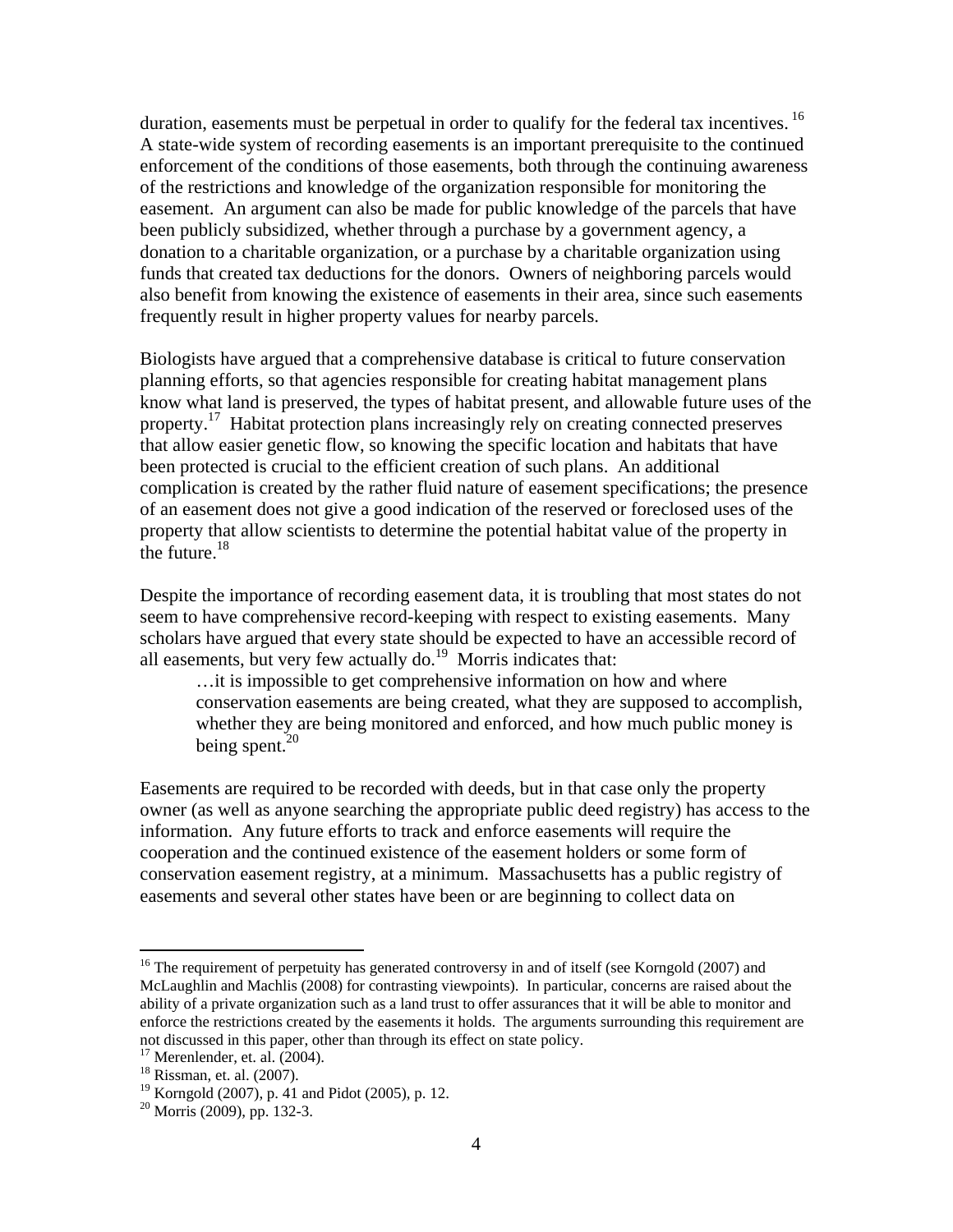duration, easements must be perpetual in order to qualify for the federal tax incentives.[16] A state-wide system of recording easements is an important prerequisite to the continued enforcement of the conditions of those easements, both through the continuing awareness of the restrictions and knowledge of the organization responsible for monitoring the easement. An argument can also be made for public knowledge of the parcels that have been publicly subsidized, whether through a purchase by a government agency, a donation to a charitable organization, or a purchase by a charitable organization using funds that created tax deductions for the donors. Owners of neighboring parcels would also benefit from knowing the existence of easements in their area, since such easements frequently result in higher property values for nearby parcels.

Biologists have argued that a comprehensive database is critical to future conservation planning efforts, so that agencies responsible for creating habitat management plans know what land is preserved, the types of habitat present, and allowable future uses of the property.[17] Habitat protection plans increasingly rely on creating connected preserves that allow easier genetic flow, so knowing the specific location and habitats that have been protected is crucial to the efficient creation of such plans. An additional complication is created by the rather fluid nature of easement specifications; the presence of an easement does not give a good indication of the reserved or foreclosed uses of the property that allow scientists to determine the potential habitat value of the property in the future.[18]

Despite the importance of recording easement data, it is troubling that most states do not seem to have comprehensive record-keeping with respect to existing easements. Many scholars have argued that every state should be expected to have an accessible record of all easements, but very few actually do.[19] Morris indicates that:

> …it is impossible to get comprehensive information on how and where conservation easements are being created, what they are supposed to accomplish, whether they are being monitored and enforced, and how much public money is being spent.[20]

Easements are required to be recorded with deeds, but in that case only the property owner (as well as anyone searching the appropriate public deed registry) has access to the information. Any future efforts to track and enforce easements will require the cooperation and the continued existence of the easement holders or some form of conservation easement registry, at a minimum. Massachusetts has a public registry of easements and several other states have been or are beginning to collect data on

---

[16] The requirement of perpetuity has generated controversy in and of itself (see Korngold (2007) and McLaughlin and Machlis (2008) for contrasting viewpoints). In particular, concerns are raised about the ability of a private organization such as a land trust to offer assurances that it will be able to monitor and enforce the restrictions created by the easements it holds. The arguments surrounding this requirement are not discussed in this paper, other than through its effect on state policy.

[17] Merenlender, et. al. (2004).

[18] Rissman, et. al. (2007).

[19] Korngold (2007), p. 41 and Pidot (2005), p. 12.

[20] Morris (2009), pp. 132-3.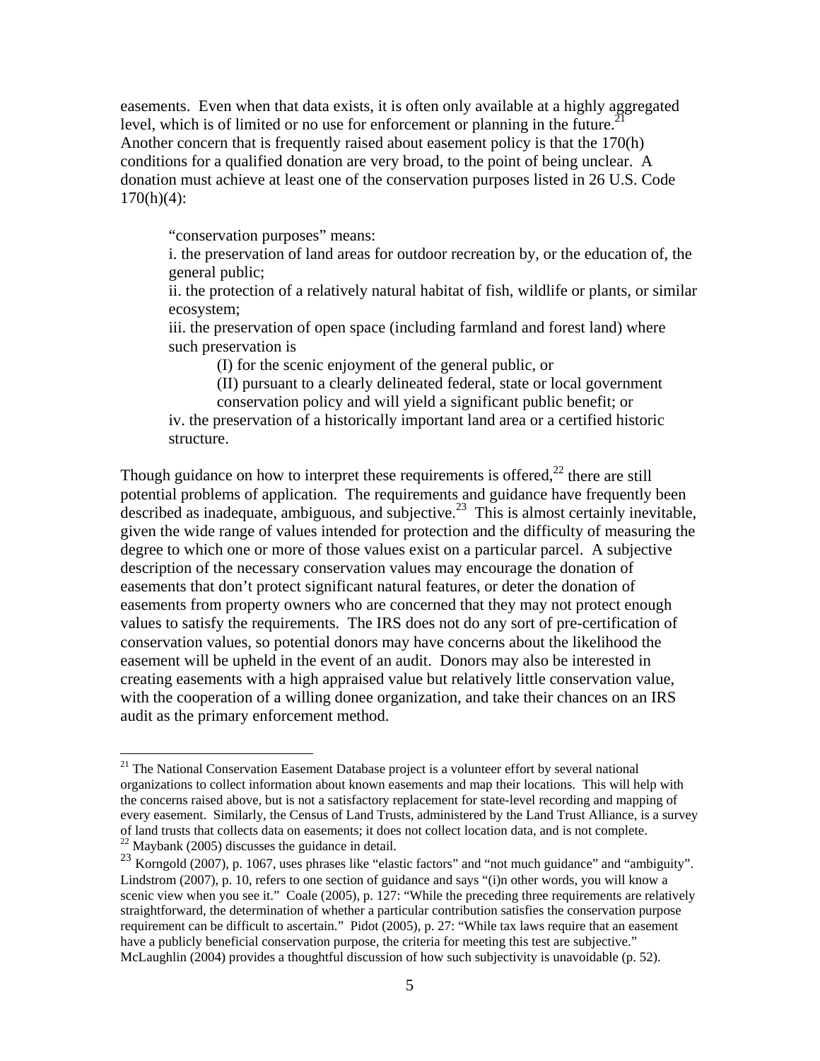easements. Even when that data exists, it is often only available at a highly aggregated level, which is of limited or no use for enforcement or planning in the future.[21] Another concern that is frequently raised about easement policy is that the 170(h) conditions for a qualified donation are very broad, to the point of being unclear. A donation must achieve at least one of the conservation purposes listed in 26 U.S. Code 170(h)(4):

> "conservation purposes" means:
> i. the preservation of land areas for outdoor recreation by, or the education of, the general public;
> ii. the protection of a relatively natural habitat of fish, wildlife or plants, or similar ecosystem;
> iii. the preservation of open space (including farmland and forest land) where such preservation is
>
> > (I) for the scenic enjoyment of the general public, or
> > (II) pursuant to a clearly delineated federal, state or local government conservation policy and will yield a significant public benefit; or
>
> iv. the preservation of a historically important land area or a certified historic structure.

Though guidance on how to interpret these requirements is offered,[22] there are still potential problems of application. The requirements and guidance have frequently been described as inadequate, ambiguous, and subjective.[23] This is almost certainly inevitable, given the wide range of values intended for protection and the difficulty of measuring the degree to which one or more of those values exist on a particular parcel. A subjective description of the necessary conservation values may encourage the donation of easements that don't protect significant natural features, or deter the donation of easements from property owners who are concerned that they may not protect enough values to satisfy the requirements. The IRS does not do any sort of pre-certification of conservation values, so potential donors may have concerns about the likelihood the easement will be upheld in the event of an audit. Donors may also be interested in creating easements with a high appraised value but relatively little conservation value, with the cooperation of a willing donee organization, and take their chances on an IRS audit as the primary enforcement method.

---

[21] The National Conservation Easement Database project is a volunteer effort by several national organizations to collect information about known easements and map their locations. This will help with the concerns raised above, but is not a satisfactory replacement for state-level recording and mapping of every easement. Similarly, the Census of Land Trusts, administered by the Land Trust Alliance, is a survey of land trusts that collects data on easements; it does not collect location data, and is not complete.

[22] Maybank (2005) discusses the guidance in detail.

[23] Korngold (2007), p. 1067, uses phrases like "elastic factors" and "not much guidance" and "ambiguity". Lindstrom (2007), p. 10, refers to one section of guidance and says "(i)n other words, you will know a scenic view when you see it." Coale (2005), p. 127: "While the preceding three requirements are relatively straightforward, the determination of whether a particular contribution satisfies the conservation purpose requirement can be difficult to ascertain." Pidot (2005), p. 27: "While tax laws require that an easement have a publicly beneficial conservation purpose, the criteria for meeting this test are subjective." McLaughlin (2004) provides a thoughtful discussion of how such subjectivity is unavoidable (p. 52).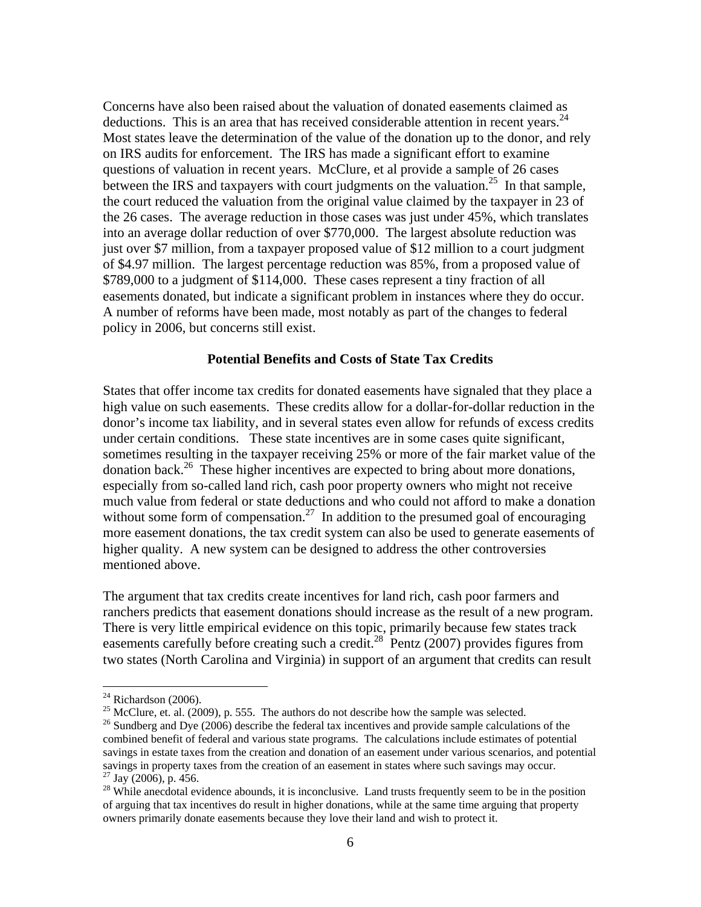Concerns have also been raised about the valuation of donated easements claimed as deductions. This is an area that has received considerable attention in recent years.[24] Most states leave the determination of the value of the donation up to the donor, and rely on IRS audits for enforcement. The IRS has made a significant effort to examine questions of valuation in recent years. McClure, et al provide a sample of 26 cases between the IRS and taxpayers with court judgments on the valuation.[25] In that sample, the court reduced the valuation from the original value claimed by the taxpayer in 23 of the 26 cases. The average reduction in those cases was just under 45%, which translates into an average dollar reduction of over $770,000. The largest absolute reduction was just over $7 million, from a taxpayer proposed value of $12 million to a court judgment of $4.97 million. The largest percentage reduction was 85%, from a proposed value of $789,000 to a judgment of $114,000. These cases represent a tiny fraction of all easements donated, but indicate a significant problem in instances where they do occur. A number of reforms have been made, most notably as part of the changes to federal policy in 2006, but concerns still exist.

### Potential Benefits and Costs of State Tax Credits

States that offer income tax credits for donated easements have signaled that they place a high value on such easements. These credits allow for a dollar-for-dollar reduction in the donor's income tax liability, and in several states even allow for refunds of excess credits under certain conditions. These state incentives are in some cases quite significant, sometimes resulting in the taxpayer receiving 25% or more of the fair market value of the donation back.[26] These higher incentives are expected to bring about more donations, especially from so-called land rich, cash poor property owners who might not receive much value from federal or state deductions and who could not afford to make a donation without some form of compensation.[27] In addition to the presumed goal of encouraging more easement donations, the tax credit system can also be used to generate easements of higher quality. A new system can be designed to address the other controversies mentioned above.

The argument that tax credits create incentives for land rich, cash poor farmers and ranchers predicts that easement donations should increase as the result of a new program. There is very little empirical evidence on this topic, primarily because few states track easements carefully before creating such a credit.[28] Pentz (2007) provides figures from two states (North Carolina and Virginia) in support of an argument that credits can result

---

[24] Richardson (2006).

[25] McClure, et. al. (2009), p. 555. The authors do not describe how the sample was selected.

[26] Sundberg and Dye (2006) describe the federal tax incentives and provide sample calculations of the combined benefit of federal and various state programs. The calculations include estimates of potential savings in estate taxes from the creation and donation of an easement under various scenarios, and potential savings in property taxes from the creation of an easement in states where such savings may occur.

[27] Jay (2006), p. 456.

[28] While anecdotal evidence abounds, it is inconclusive. Land trusts frequently seem to be in the position of arguing that tax incentives do result in higher donations, while at the same time arguing that property owners primarily donate easements because they love their land and wish to protect it.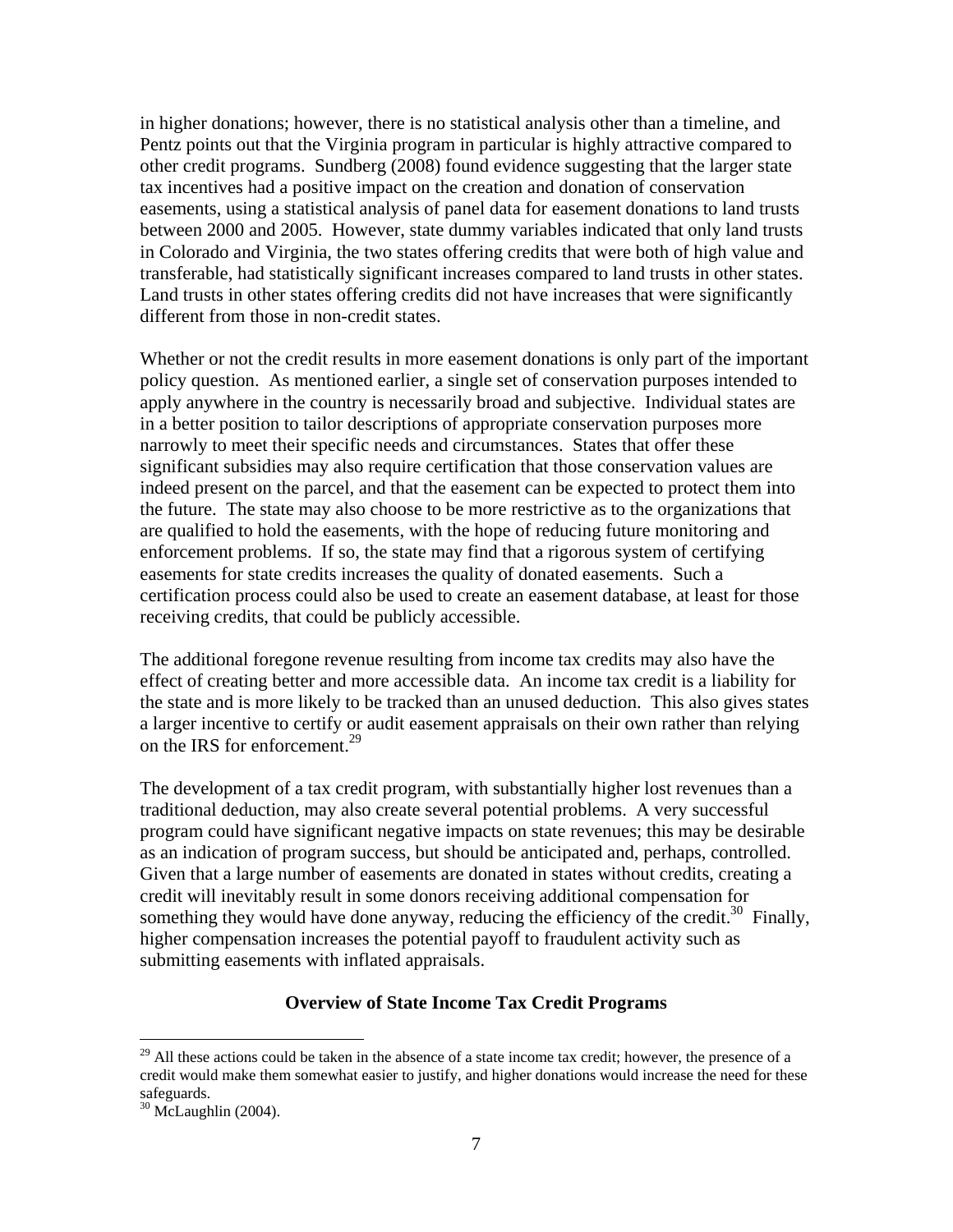in higher donations; however, there is no statistical analysis other than a timeline, and Pentz points out that the Virginia program in particular is highly attractive compared to other credit programs. Sundberg (2008) found evidence suggesting that the larger state tax incentives had a positive impact on the creation and donation of conservation easements, using a statistical analysis of panel data for easement donations to land trusts between 2000 and 2005. However, state dummy variables indicated that only land trusts in Colorado and Virginia, the two states offering credits that were both of high value and transferable, had statistically significant increases compared to land trusts in other states. Land trusts in other states offering credits did not have increases that were significantly different from those in non-credit states.

Whether or not the credit results in more easement donations is only part of the important policy question. As mentioned earlier, a single set of conservation purposes intended to apply anywhere in the country is necessarily broad and subjective. Individual states are in a better position to tailor descriptions of appropriate conservation purposes more narrowly to meet their specific needs and circumstances. States that offer these significant subsidies may also require certification that those conservation values are indeed present on the parcel, and that the easement can be expected to protect them into the future. The state may also choose to be more restrictive as to the organizations that are qualified to hold the easements, with the hope of reducing future monitoring and enforcement problems. If so, the state may find that a rigorous system of certifying easements for state credits increases the quality of donated easements. Such a certification process could also be used to create an easement database, at least for those receiving credits, that could be publicly accessible.

The additional foregone revenue resulting from income tax credits may also have the effect of creating better and more accessible data. An income tax credit is a liability for the state and is more likely to be tracked than an unused deduction. This also gives states a larger incentive to certify or audit easement appraisals on their own rather than relying on the IRS for enforcement.[29]

The development of a tax credit program, with substantially higher lost revenues than a traditional deduction, may also create several potential problems. A very successful program could have significant negative impacts on state revenues; this may be desirable as an indication of program success, but should be anticipated and, perhaps, controlled. Given that a large number of easements are donated in states without credits, creating a credit will inevitably result in some donors receiving additional compensation for something they would have done anyway, reducing the efficiency of the credit.[30] Finally, higher compensation increases the potential payoff to fraudulent activity such as submitting easements with inflated appraisals.

## Overview of State Income Tax Credit Programs

[29] All these actions could be taken in the absence of a state income tax credit; however, the presence of a credit would make them somewhat easier to justify, and higher donations would increase the need for these safeguards.

[30] McLaughlin (2004).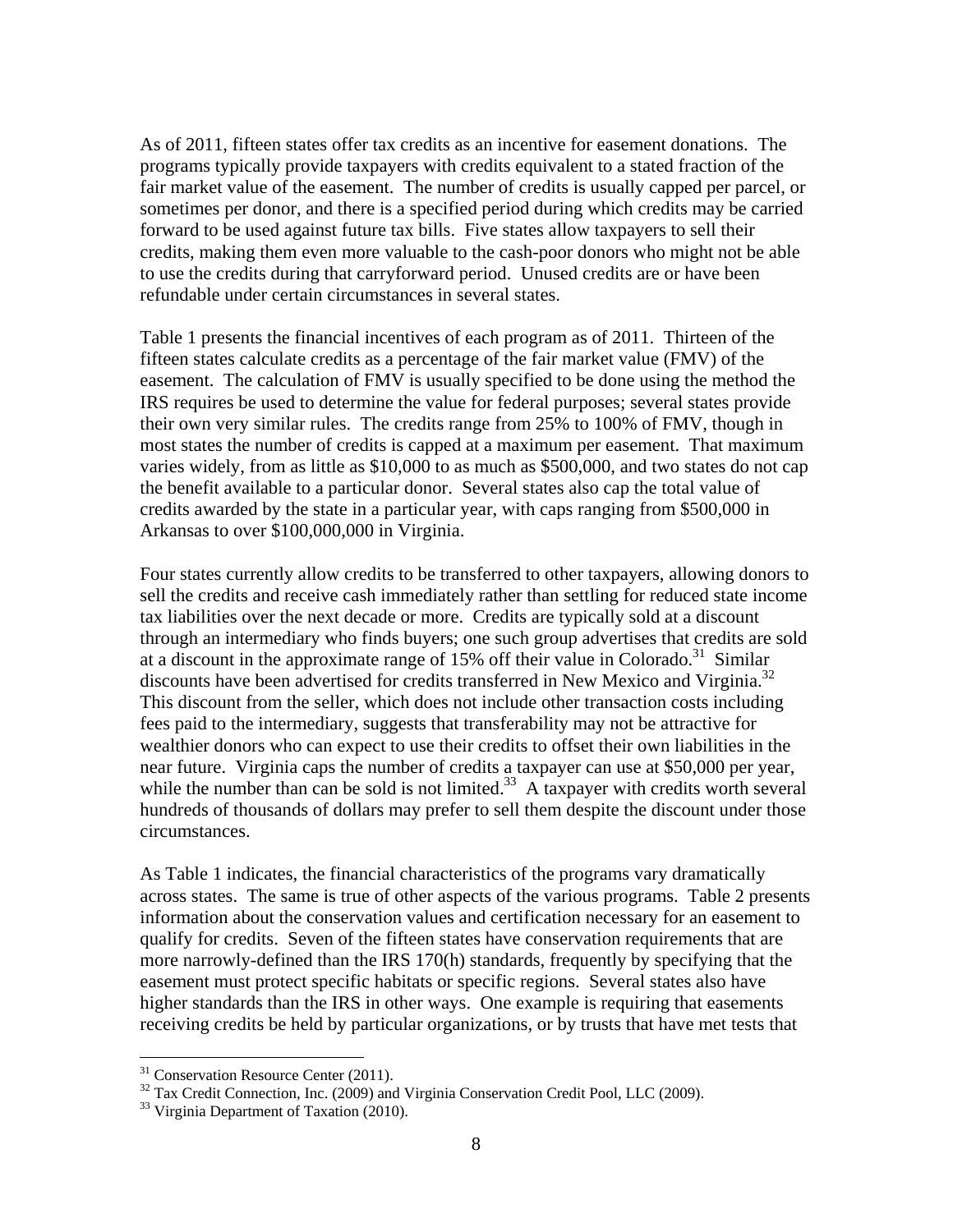As of 2011, fifteen states offer tax credits as an incentive for easement donations. The programs typically provide taxpayers with credits equivalent to a stated fraction of the fair market value of the easement. The number of credits is usually capped per parcel, or sometimes per donor, and there is a specified period during which credits may be carried forward to be used against future tax bills. Five states allow taxpayers to sell their credits, making them even more valuable to the cash-poor donors who might not be able to use the credits during that carryforward period. Unused credits are or have been refundable under certain circumstances in several states.

Table 1 presents the financial incentives of each program as of 2011. Thirteen of the fifteen states calculate credits as a percentage of the fair market value (FMV) of the easement. The calculation of FMV is usually specified to be done using the method the IRS requires be used to determine the value for federal purposes; several states provide their own very similar rules. The credits range from 25% to 100% of FMV, though in most states the number of credits is capped at a maximum per easement. That maximum varies widely, from as little as $10,000 to as much as $500,000, and two states do not cap the benefit available to a particular donor. Several states also cap the total value of credits awarded by the state in a particular year, with caps ranging from $500,000 in Arkansas to over $100,000,000 in Virginia.

Four states currently allow credits to be transferred to other taxpayers, allowing donors to sell the credits and receive cash immediately rather than settling for reduced state income tax liabilities over the next decade or more. Credits are typically sold at a discount through an intermediary who finds buyers; one such group advertises that credits are sold at a discount in the approximate range of 15% off their value in Colorado.[31] Similar discounts have been advertised for credits transferred in New Mexico and Virginia.[32] This discount from the seller, which does not include other transaction costs including fees paid to the intermediary, suggests that transferability may not be attractive for wealthier donors who can expect to use their credits to offset their own liabilities in the near future. Virginia caps the number of credits a taxpayer can use at $50,000 per year, while the number than can be sold is not limited.[33] A taxpayer with credits worth several hundreds of thousands of dollars may prefer to sell them despite the discount under those circumstances.

As Table 1 indicates, the financial characteristics of the programs vary dramatically across states. The same is true of other aspects of the various programs. Table 2 presents information about the conservation values and certification necessary for an easement to qualify for credits. Seven of the fifteen states have conservation requirements that are more narrowly-defined than the IRS 170(h) standards, frequently by specifying that the easement must protect specific habitats or specific regions. Several states also have higher standards than the IRS in other ways. One example is requiring that easements receiving credits be held by particular organizations, or by trusts that have met tests that

[31] Conservation Resource Center (2011).

[32] Tax Credit Connection, Inc. (2009) and Virginia Conservation Credit Pool, LLC (2009).

[33] Virginia Department of Taxation (2010).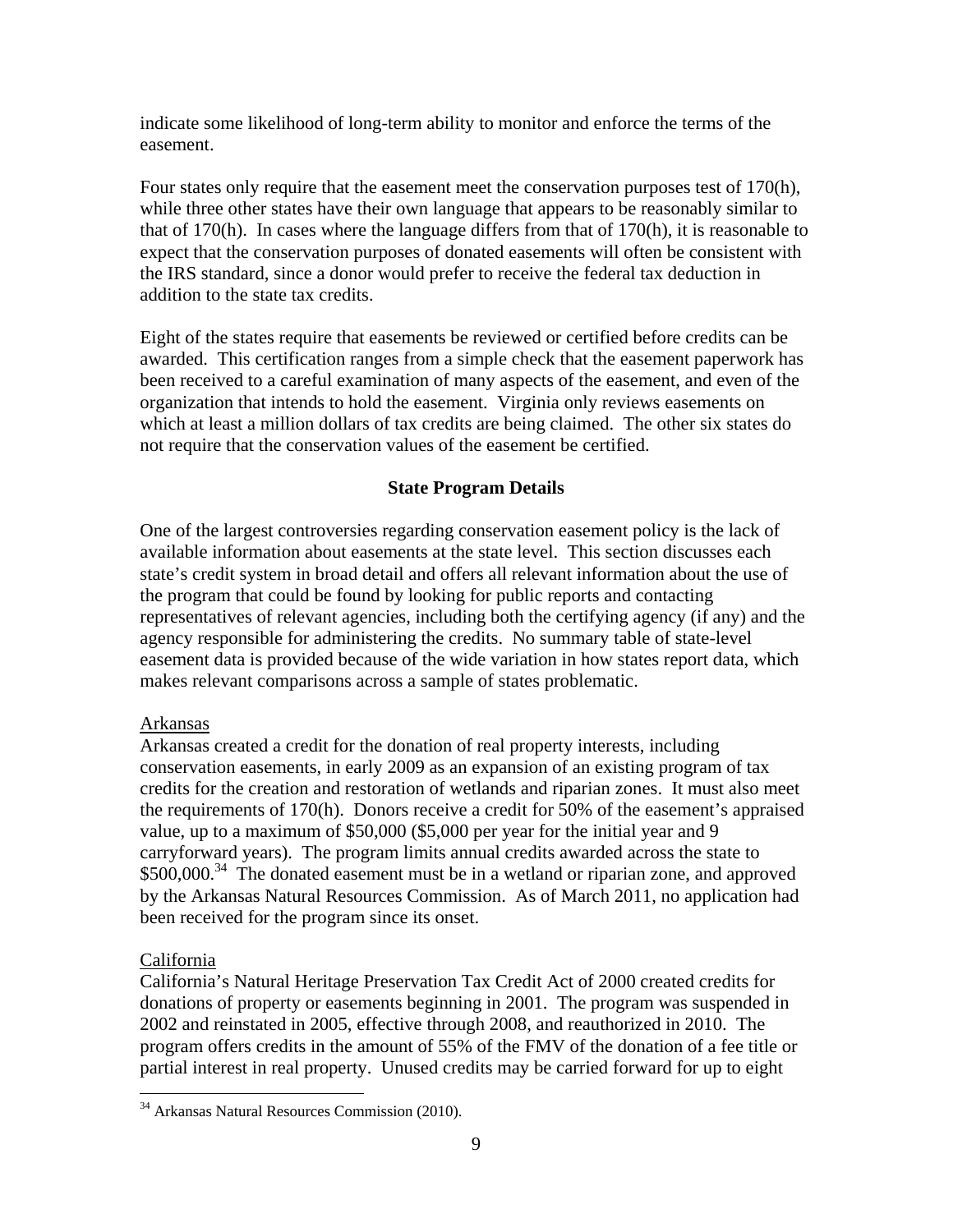indicate some likelihood of long-term ability to monitor and enforce the terms of the easement.

Four states only require that the easement meet the conservation purposes test of 170(h), while three other states have their own language that appears to be reasonably similar to that of 170(h). In cases where the language differs from that of 170(h), it is reasonable to expect that the conservation purposes of donated easements will often be consistent with the IRS standard, since a donor would prefer to receive the federal tax deduction in addition to the state tax credits.

Eight of the states require that easements be reviewed or certified before credits can be awarded. This certification ranges from a simple check that the easement paperwork has been received to a careful examination of many aspects of the easement, and even of the organization that intends to hold the easement. Virginia only reviews easements on which at least a million dollars of tax credits are being claimed. The other six states do not require that the conservation values of the easement be certified.

## State Program Details

One of the largest controversies regarding conservation easement policy is the lack of available information about easements at the state level. This section discusses each state's credit system in broad detail and offers all relevant information about the use of the program that could be found by looking for public reports and contacting representatives of relevant agencies, including both the certifying agency (if any) and the agency responsible for administering the credits. No summary table of state-level easement data is provided because of the wide variation in how states report data, which makes relevant comparisons across a sample of states problematic.

### Arkansas

Arkansas created a credit for the donation of real property interests, including conservation easements, in early 2009 as an expansion of an existing program of tax credits for the creation and restoration of wetlands and riparian zones. It must also meet the requirements of 170(h). Donors receive a credit for 50% of the easement's appraised value, up to a maximum of $50,000 ($5,000 per year for the initial year and 9 carryforward years). The program limits annual credits awarded across the state to $500,000.[34] The donated easement must be in a wetland or riparian zone, and approved by the Arkansas Natural Resources Commission. As of March 2011, no application had been received for the program since its onset.

### California

California's Natural Heritage Preservation Tax Credit Act of 2000 created credits for donations of property or easements beginning in 2001. The program was suspended in 2002 and reinstated in 2005, effective through 2008, and reauthorized in 2010. The program offers credits in the amount of 55% of the FMV of the donation of a fee title or partial interest in real property. Unused credits may be carried forward for up to eight

[34] Arkansas Natural Resources Commission (2010).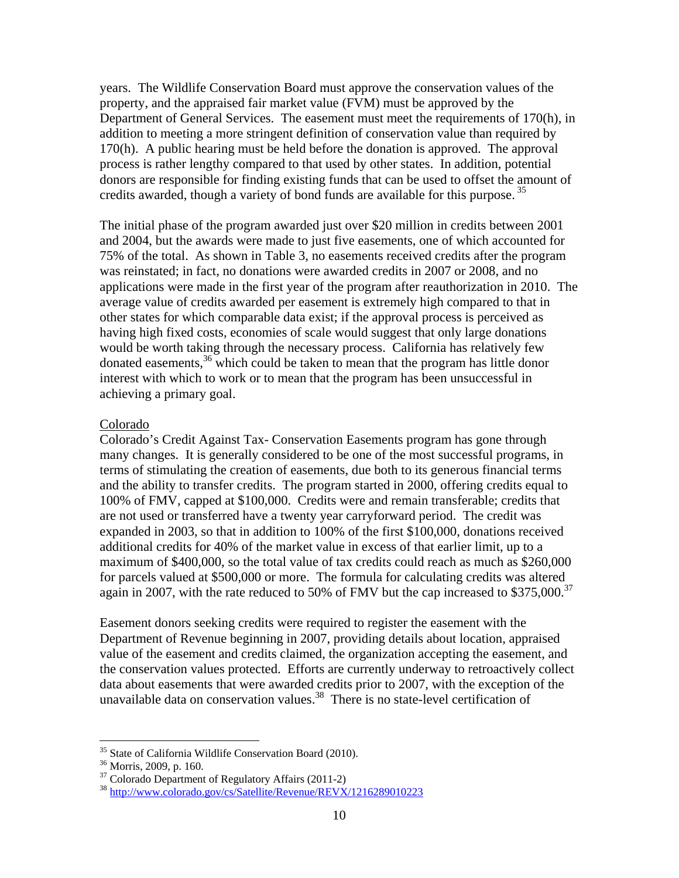years. The Wildlife Conservation Board must approve the conservation values of the property, and the appraised fair market value (FVM) must be approved by the Department of General Services. The easement must meet the requirements of 170(h), in addition to meeting a more stringent definition of conservation value than required by 170(h). A public hearing must be held before the donation is approved. The approval process is rather lengthy compared to that used by other states. In addition, potential donors are responsible for finding existing funds that can be used to offset the amount of credits awarded, though a variety of bond funds are available for this purpose.[35]

The initial phase of the program awarded just over $20 million in credits between 2001 and 2004, but the awards were made to just five easements, one of which accounted for 75% of the total. As shown in Table 3, no easements received credits after the program was reinstated; in fact, no donations were awarded credits in 2007 or 2008, and no applications were made in the first year of the program after reauthorization in 2010. The average value of credits awarded per easement is extremely high compared to that in other states for which comparable data exist; if the approval process is perceived as having high fixed costs, economies of scale would suggest that only large donations would be worth taking through the necessary process. California has relatively few donated easements,[36] which could be taken to mean that the program has little donor interest with which to work or to mean that the program has been unsuccessful in achieving a primary goal.

Colorado

Colorado's Credit Against Tax- Conservation Easements program has gone through many changes. It is generally considered to be one of the most successful programs, in terms of stimulating the creation of easements, due both to its generous financial terms and the ability to transfer credits. The program started in 2000, offering credits equal to 100% of FMV, capped at $100,000. Credits were and remain transferable; credits that are not used or transferred have a twenty year carryforward period. The credit was expanded in 2003, so that in addition to 100% of the first $100,000, donations received additional credits for 40% of the market value in excess of that earlier limit, up to a maximum of $400,000, so the total value of tax credits could reach as much as $260,000 for parcels valued at $500,000 or more. The formula for calculating credits was altered again in 2007, with the rate reduced to 50% of FMV but the cap increased to $375,000.[37]

Easement donors seeking credits were required to register the easement with the Department of Revenue beginning in 2007, providing details about location, appraised value of the easement and credits claimed, the organization accepting the easement, and the conservation values protected. Efforts are currently underway to retroactively collect data about easements that were awarded credits prior to 2007, with the exception of the unavailable data on conservation values.[38] There is no state-level certification of

---

[35] State of California Wildlife Conservation Board (2010).

[36] Morris, 2009, p. 160.

[37] Colorado Department of Regulatory Affairs (2011-2)

[38] http://www.colorado.gov/cs/Satellite/Revenue/REVX/1216289010223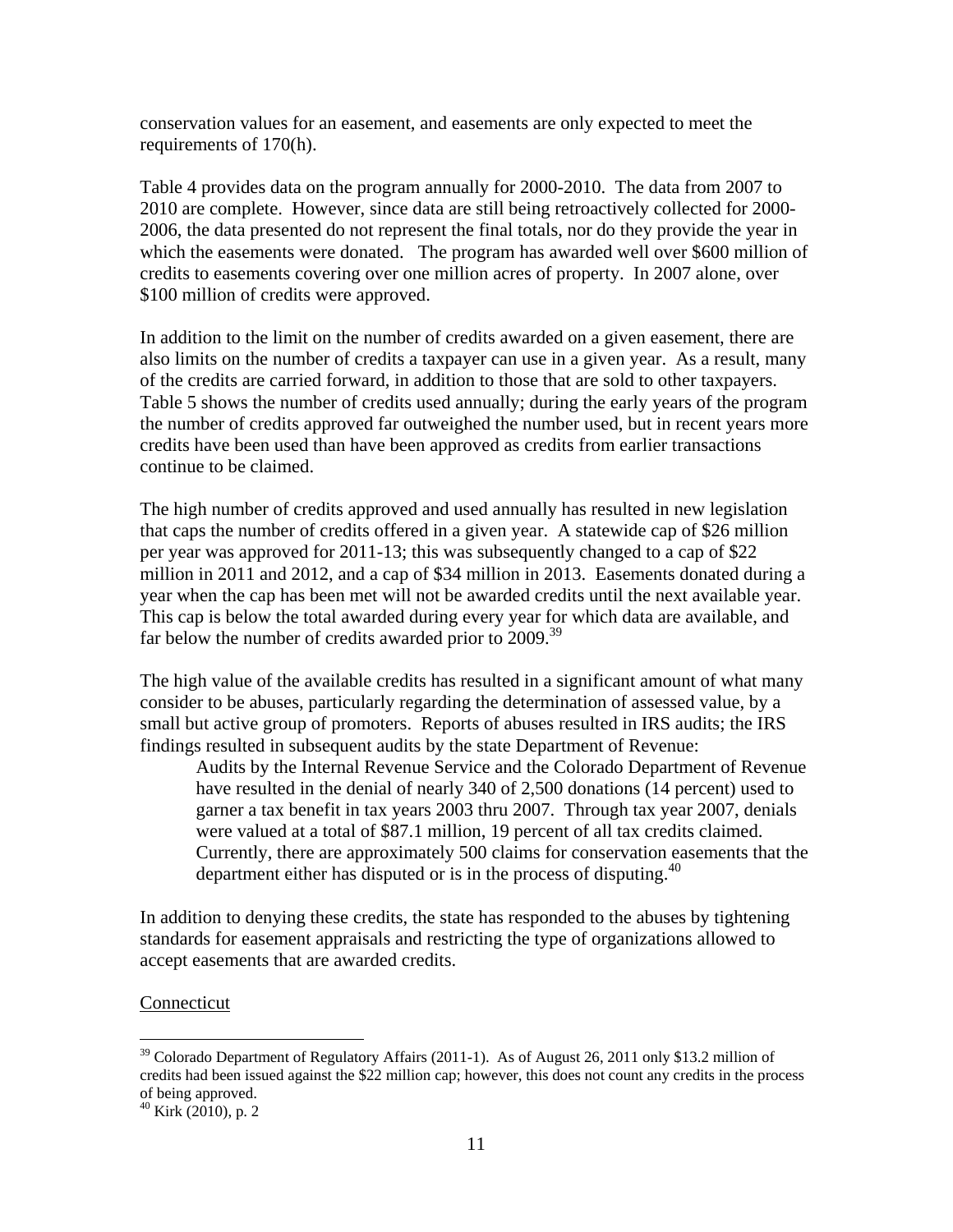conservation values for an easement, and easements are only expected to meet the requirements of 170(h).

Table 4 provides data on the program annually for 2000-2010. The data from 2007 to 2010 are complete. However, since data are still being retroactively collected for 2000-2006, the data presented do not represent the final totals, nor do they provide the year in which the easements were donated. The program has awarded well over \$600 million of credits to easements covering over one million acres of property. In 2007 alone, over \$100 million of credits were approved.

In addition to the limit on the number of credits awarded on a given easement, there are also limits on the number of credits a taxpayer can use in a given year. As a result, many of the credits are carried forward, in addition to those that are sold to other taxpayers. Table 5 shows the number of credits used annually; during the early years of the program the number of credits approved far outweighed the number used, but in recent years more credits have been used than have been approved as credits from earlier transactions continue to be claimed.

The high number of credits approved and used annually has resulted in new legislation that caps the number of credits offered in a given year. A statewide cap of \$26 million per year was approved for 2011-13; this was subsequently changed to a cap of \$22 million in 2011 and 2012, and a cap of \$34 million in 2013. Easements donated during a year when the cap has been met will not be awarded credits until the next available year. This cap is below the total awarded during every year for which data are available, and far below the number of credits awarded prior to 2009.[39]

The high value of the available credits has resulted in a significant amount of what many consider to be abuses, particularly regarding the determination of assessed value, by a small but active group of promoters. Reports of abuses resulted in IRS audits; the IRS findings resulted in subsequent audits by the state Department of Revenue:

> Audits by the Internal Revenue Service and the Colorado Department of Revenue have resulted in the denial of nearly 340 of 2,500 donations (14 percent) used to garner a tax benefit in tax years 2003 thru 2007. Through tax year 2007, denials were valued at a total of \$87.1 million, 19 percent of all tax credits claimed. Currently, there are approximately 500 claims for conservation easements that the department either has disputed or is in the process of disputing.[40]

In addition to denying these credits, the state has responded to the abuses by tightening standards for easement appraisals and restricting the type of organizations allowed to accept easements that are awarded credits.

Connecticut

---

[39] Colorado Department of Regulatory Affairs (2011-1). As of August 26, 2011 only \$13.2 million of credits had been issued against the \$22 million cap; however, this does not count any credits in the process of being approved.

[40] Kirk (2010), p. 2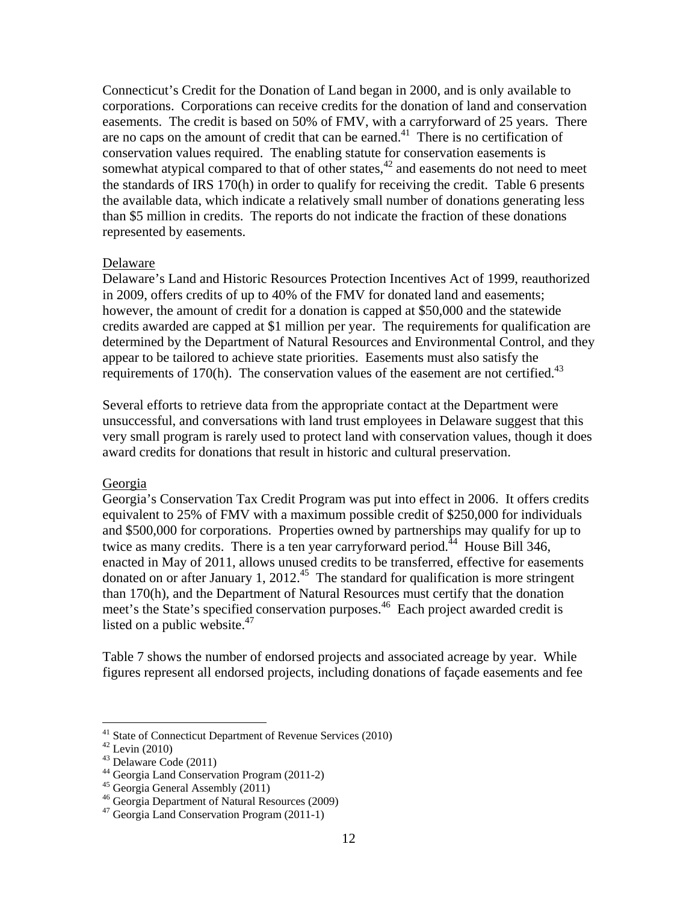Connecticut's Credit for the Donation of Land began in 2000, and is only available to corporations. Corporations can receive credits for the donation of land and conservation easements. The credit is based on 50% of FMV, with a carryforward of 25 years. There are no caps on the amount of credit that can be earned.[41] There is no certification of conservation values required. The enabling statute for conservation easements is somewhat atypical compared to that of other states,[42] and easements do not need to meet the standards of IRS 170(h) in order to qualify for receiving the credit. Table 6 presents the available data, which indicate a relatively small number of donations generating less than $5 million in credits. The reports do not indicate the fraction of these donations represented by easements.

Delaware

Delaware's Land and Historic Resources Protection Incentives Act of 1999, reauthorized in 2009, offers credits of up to 40% of the FMV for donated land and easements; however, the amount of credit for a donation is capped at $50,000 and the statewide credits awarded are capped at $1 million per year. The requirements for qualification are determined by the Department of Natural Resources and Environmental Control, and they appear to be tailored to achieve state priorities. Easements must also satisfy the requirements of 170(h). The conservation values of the easement are not certified.[43]

Several efforts to retrieve data from the appropriate contact at the Department were unsuccessful, and conversations with land trust employees in Delaware suggest that this very small program is rarely used to protect land with conservation values, though it does award credits for donations that result in historic and cultural preservation.

Georgia

Georgia's Conservation Tax Credit Program was put into effect in 2006. It offers credits equivalent to 25% of FMV with a maximum possible credit of $250,000 for individuals and $500,000 for corporations. Properties owned by partnerships may qualify for up to twice as many credits. There is a ten year carryforward period.[44] House Bill 346, enacted in May of 2011, allows unused credits to be transferred, effective for easements donated on or after January 1, 2012.[45] The standard for qualification is more stringent than 170(h), and the Department of Natural Resources must certify that the donation meet's the State's specified conservation purposes.[46] Each project awarded credit is listed on a public website.[47]

Table 7 shows the number of endorsed projects and associated acreage by year. While figures represent all endorsed projects, including donations of façade easements and fee

[41] State of Connecticut Department of Revenue Services (2010)

[42] Levin (2010)

[43] Delaware Code (2011)

[44] Georgia Land Conservation Program (2011-2)

[45] Georgia General Assembly (2011)

[46] Georgia Department of Natural Resources (2009)

[47] Georgia Land Conservation Program (2011-1)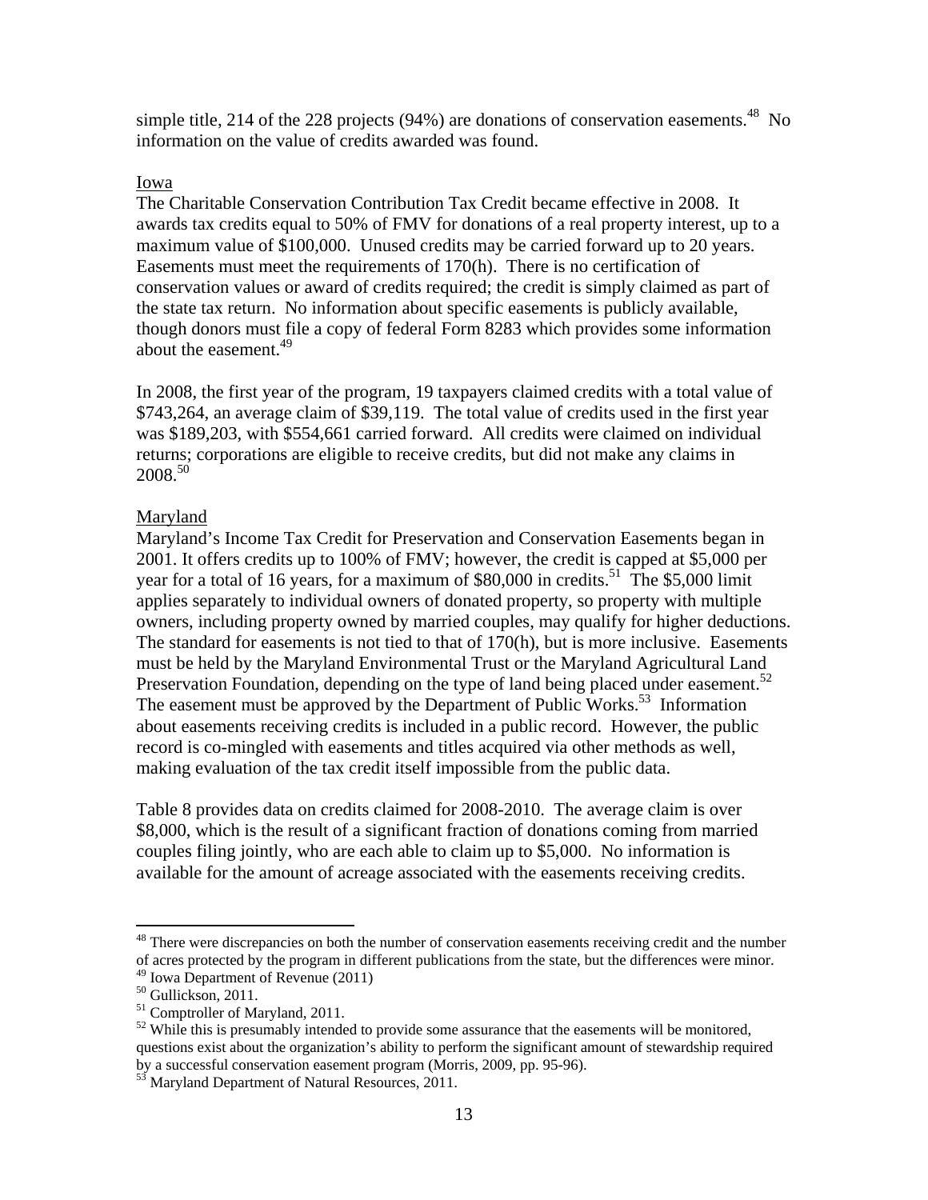simple title, 214 of the 228 projects (94%) are donations of conservation easements.[48] No information on the value of credits awarded was found.

Iowa

The Charitable Conservation Contribution Tax Credit became effective in 2008. It awards tax credits equal to 50% of FMV for donations of a real property interest, up to a maximum value of $100,000. Unused credits may be carried forward up to 20 years. Easements must meet the requirements of 170(h). There is no certification of conservation values or award of credits required; the credit is simply claimed as part of the state tax return. No information about specific easements is publicly available, though donors must file a copy of federal Form 8283 which provides some information about the easement.[49]

In 2008, the first year of the program, 19 taxpayers claimed credits with a total value of $743,264, an average claim of $39,119. The total value of credits used in the first year was $189,203, with $554,661 carried forward. All credits were claimed on individual returns; corporations are eligible to receive credits, but did not make any claims in 2008.[50]

Maryland

Maryland's Income Tax Credit for Preservation and Conservation Easements began in 2001. It offers credits up to 100% of FMV; however, the credit is capped at $5,000 per year for a total of 16 years, for a maximum of $80,000 in credits.[51] The $5,000 limit applies separately to individual owners of donated property, so property with multiple owners, including property owned by married couples, may qualify for higher deductions. The standard for easements is not tied to that of 170(h), but is more inclusive. Easements must be held by the Maryland Environmental Trust or the Maryland Agricultural Land Preservation Foundation, depending on the type of land being placed under easement.[52] The easement must be approved by the Department of Public Works.[53] Information about easements receiving credits is included in a public record. However, the public record is co-mingled with easements and titles acquired via other methods as well, making evaluation of the tax credit itself impossible from the public data.

Table 8 provides data on credits claimed for 2008-2010. The average claim is over $8,000, which is the result of a significant fraction of donations coming from married couples filing jointly, who are each able to claim up to $5,000. No information is available for the amount of acreage associated with the easements receiving credits.

---

[48] There were discrepancies on both the number of conservation easements receiving credit and the number of acres protected by the program in different publications from the state, but the differences were minor.

[49] Iowa Department of Revenue (2011)

[50] Gullickson, 2011.

[51] Comptroller of Maryland, 2011.

[52] While this is presumably intended to provide some assurance that the easements will be monitored, questions exist about the organization's ability to perform the significant amount of stewardship required by a successful conservation easement program (Morris, 2009, pp. 95-96).

[53] Maryland Department of Natural Resources, 2011.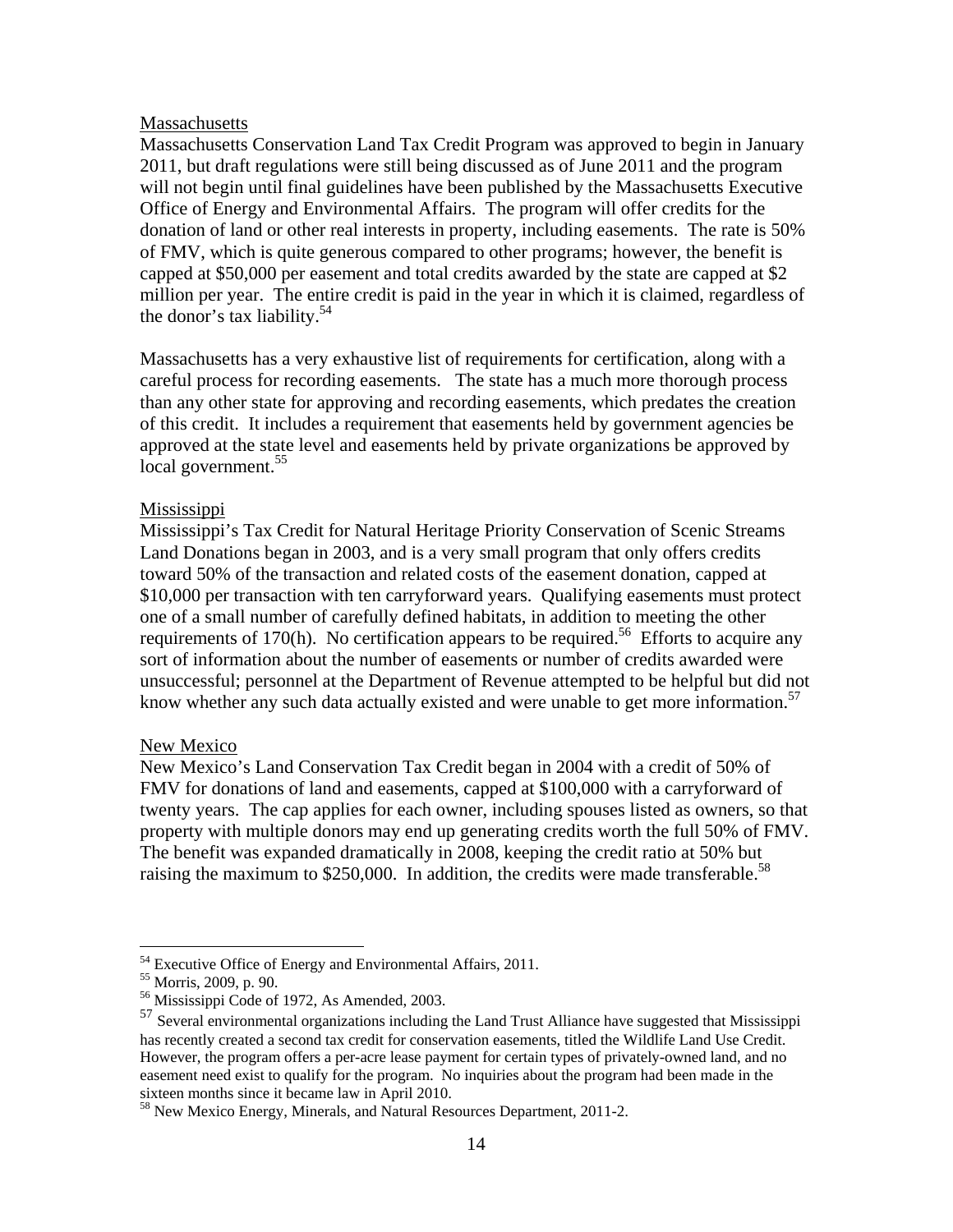Massachusetts

Massachusetts Conservation Land Tax Credit Program was approved to begin in January 2011, but draft regulations were still being discussed as of June 2011 and the program will not begin until final guidelines have been published by the Massachusetts Executive Office of Energy and Environmental Affairs. The program will offer credits for the donation of land or other real interests in property, including easements. The rate is 50% of FMV, which is quite generous compared to other programs; however, the benefit is capped at $50,000 per easement and total credits awarded by the state are capped at $2 million per year. The entire credit is paid in the year in which it is claimed, regardless of the donor's tax liability.[54]

Massachusetts has a very exhaustive list of requirements for certification, along with a careful process for recording easements. The state has a much more thorough process than any other state for approving and recording easements, which predates the creation of this credit. It includes a requirement that easements held by government agencies be approved at the state level and easements held by private organizations be approved by local government.[55]

Mississippi

Mississippi's Tax Credit for Natural Heritage Priority Conservation of Scenic Streams Land Donations began in 2003, and is a very small program that only offers credits toward 50% of the transaction and related costs of the easement donation, capped at $10,000 per transaction with ten carryforward years. Qualifying easements must protect one of a small number of carefully defined habitats, in addition to meeting the other requirements of 170(h). No certification appears to be required.[56] Efforts to acquire any sort of information about the number of easements or number of credits awarded were unsuccessful; personnel at the Department of Revenue attempted to be helpful but did not know whether any such data actually existed and were unable to get more information.[57]

New Mexico

New Mexico's Land Conservation Tax Credit began in 2004 with a credit of 50% of FMV for donations of land and easements, capped at $100,000 with a carryforward of twenty years. The cap applies for each owner, including spouses listed as owners, so that property with multiple donors may end up generating credits worth the full 50% of FMV. The benefit was expanded dramatically in 2008, keeping the credit ratio at 50% but raising the maximum to $250,000. In addition, the credits were made transferable.[58]

---

[54] Executive Office of Energy and Environmental Affairs, 2011.

[55] Morris, 2009, p. 90.

[56] Mississippi Code of 1972, As Amended, 2003.

[57] Several environmental organizations including the Land Trust Alliance have suggested that Mississippi has recently created a second tax credit for conservation easements, titled the Wildlife Land Use Credit. However, the program offers a per-acre lease payment for certain types of privately-owned land, and no easement need exist to qualify for the program. No inquiries about the program had been made in the sixteen months since it became law in April 2010.

[58] New Mexico Energy, Minerals, and Natural Resources Department, 2011-2.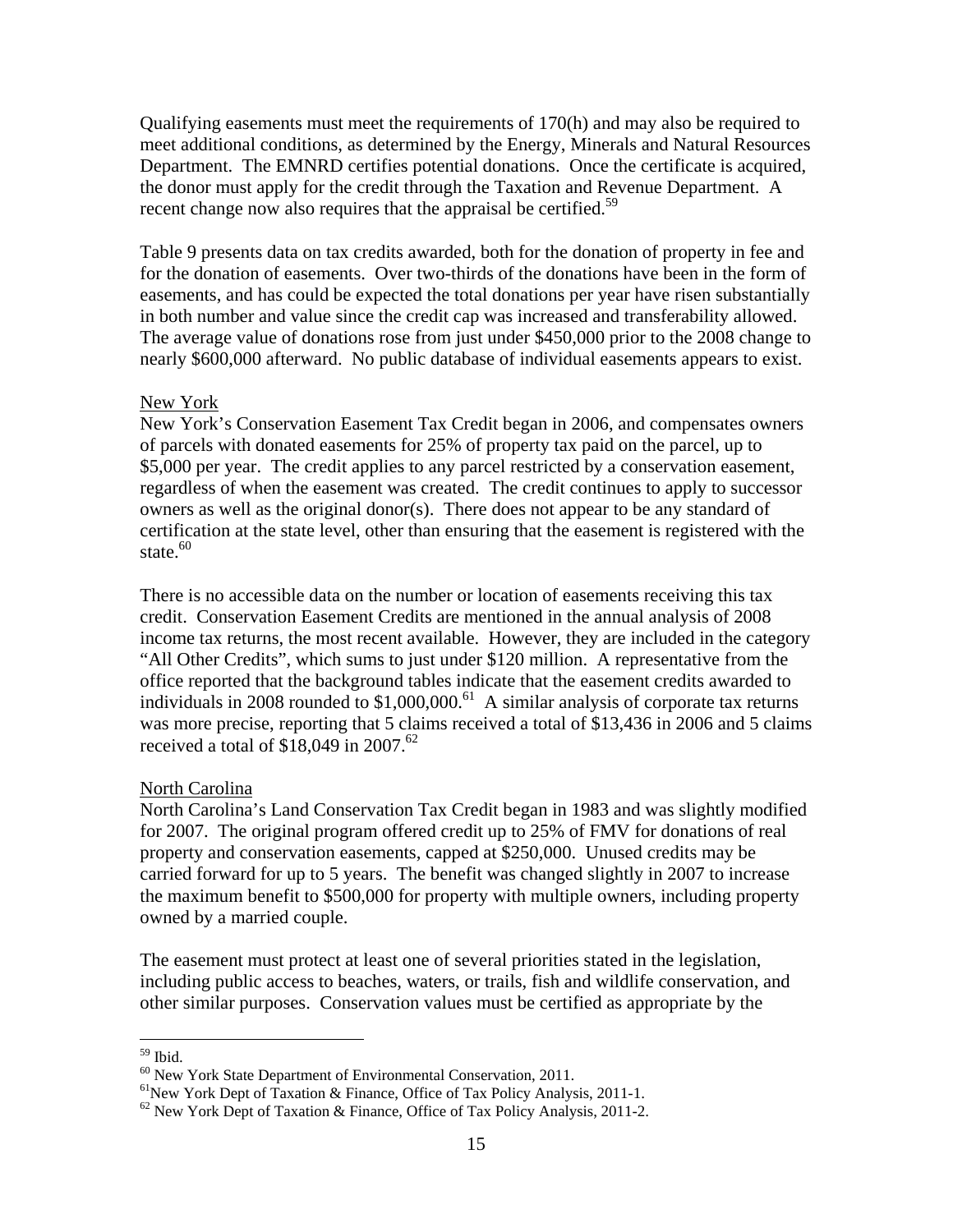Qualifying easements must meet the requirements of 170(h) and may also be required to meet additional conditions, as determined by the Energy, Minerals and Natural Resources Department. The EMNRD certifies potential donations. Once the certificate is acquired, the donor must apply for the credit through the Taxation and Revenue Department. A recent change now also requires that the appraisal be certified.[59]

Table 9 presents data on tax credits awarded, both for the donation of property in fee and for the donation of easements. Over two-thirds of the donations have been in the form of easements, and has could be expected the total donations per year have risen substantially in both number and value since the credit cap was increased and transferability allowed. The average value of donations rose from just under $450,000 prior to the 2008 change to nearly $600,000 afterward. No public database of individual easements appears to exist.

New York

New York's Conservation Easement Tax Credit began in 2006, and compensates owners of parcels with donated easements for 25% of property tax paid on the parcel, up to $5,000 per year. The credit applies to any parcel restricted by a conservation easement, regardless of when the easement was created. The credit continues to apply to successor owners as well as the original donor(s). There does not appear to be any standard of certification at the state level, other than ensuring that the easement is registered with the state.[60]

There is no accessible data on the number or location of easements receiving this tax credit. Conservation Easement Credits are mentioned in the annual analysis of 2008 income tax returns, the most recent available. However, they are included in the category "All Other Credits", which sums to just under $120 million. A representative from the office reported that the background tables indicate that the easement credits awarded to individuals in 2008 rounded to $1,000,000.[61] A similar analysis of corporate tax returns was more precise, reporting that 5 claims received a total of $13,436 in 2006 and 5 claims received a total of $18,049 in 2007.[62]

North Carolina

North Carolina's Land Conservation Tax Credit began in 1983 and was slightly modified for 2007. The original program offered credit up to 25% of FMV for donations of real property and conservation easements, capped at $250,000. Unused credits may be carried forward for up to 5 years. The benefit was changed slightly in 2007 to increase the maximum benefit to $500,000 for property with multiple owners, including property owned by a married couple.

The easement must protect at least one of several priorities stated in the legislation, including public access to beaches, waters, or trails, fish and wildlife conservation, and other similar purposes. Conservation values must be certified as appropriate by the

---

[59] Ibid.

[60] New York State Department of Environmental Conservation, 2011.

[61] New York Dept of Taxation & Finance, Office of Tax Policy Analysis, 2011-1.

[62] New York Dept of Taxation & Finance, Office of Tax Policy Analysis, 2011-2.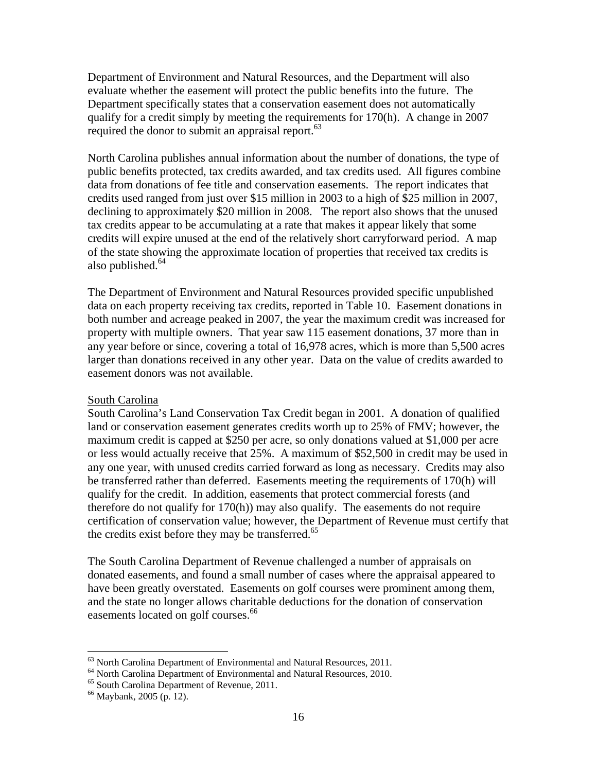Department of Environment and Natural Resources, and the Department will also evaluate whether the easement will protect the public benefits into the future. The Department specifically states that a conservation easement does not automatically qualify for a credit simply by meeting the requirements for 170(h). A change in 2007 required the donor to submit an appraisal report.[63]

North Carolina publishes annual information about the number of donations, the type of public benefits protected, tax credits awarded, and tax credits used. All figures combine data from donations of fee title and conservation easements. The report indicates that credits used ranged from just over $15 million in 2003 to a high of $25 million in 2007, declining to approximately $20 million in 2008. The report also shows that the unused tax credits appear to be accumulating at a rate that makes it appear likely that some credits will expire unused at the end of the relatively short carryforward period. A map of the state showing the approximate location of properties that received tax credits is also published.[64]

The Department of Environment and Natural Resources provided specific unpublished data on each property receiving tax credits, reported in Table 10. Easement donations in both number and acreage peaked in 2007, the year the maximum credit was increased for property with multiple owners. That year saw 115 easement donations, 37 more than in any year before or since, covering a total of 16,978 acres, which is more than 5,500 acres larger than donations received in any other year. Data on the value of credits awarded to easement donors was not available.

South Carolina

South Carolina's Land Conservation Tax Credit began in 2001. A donation of qualified land or conservation easement generates credits worth up to 25% of FMV; however, the maximum credit is capped at $250 per acre, so only donations valued at $1,000 per acre or less would actually receive that 25%. A maximum of $52,500 in credit may be used in any one year, with unused credits carried forward as long as necessary. Credits may also be transferred rather than deferred. Easements meeting the requirements of 170(h) will qualify for the credit. In addition, easements that protect commercial forests (and therefore do not qualify for 170(h)) may also qualify. The easements do not require certification of conservation value; however, the Department of Revenue must certify that the credits exist before they may be transferred.[65]

The South Carolina Department of Revenue challenged a number of appraisals on donated easements, and found a small number of cases where the appraisal appeared to have been greatly overstated. Easements on golf courses were prominent among them, and the state no longer allows charitable deductions for the donation of conservation easements located on golf courses.[66]

---

[63] North Carolina Department of Environmental and Natural Resources, 2011.
[64] North Carolina Department of Environmental and Natural Resources, 2010.
[65] South Carolina Department of Revenue, 2011.
[66] Maybank, 2005 (p. 12).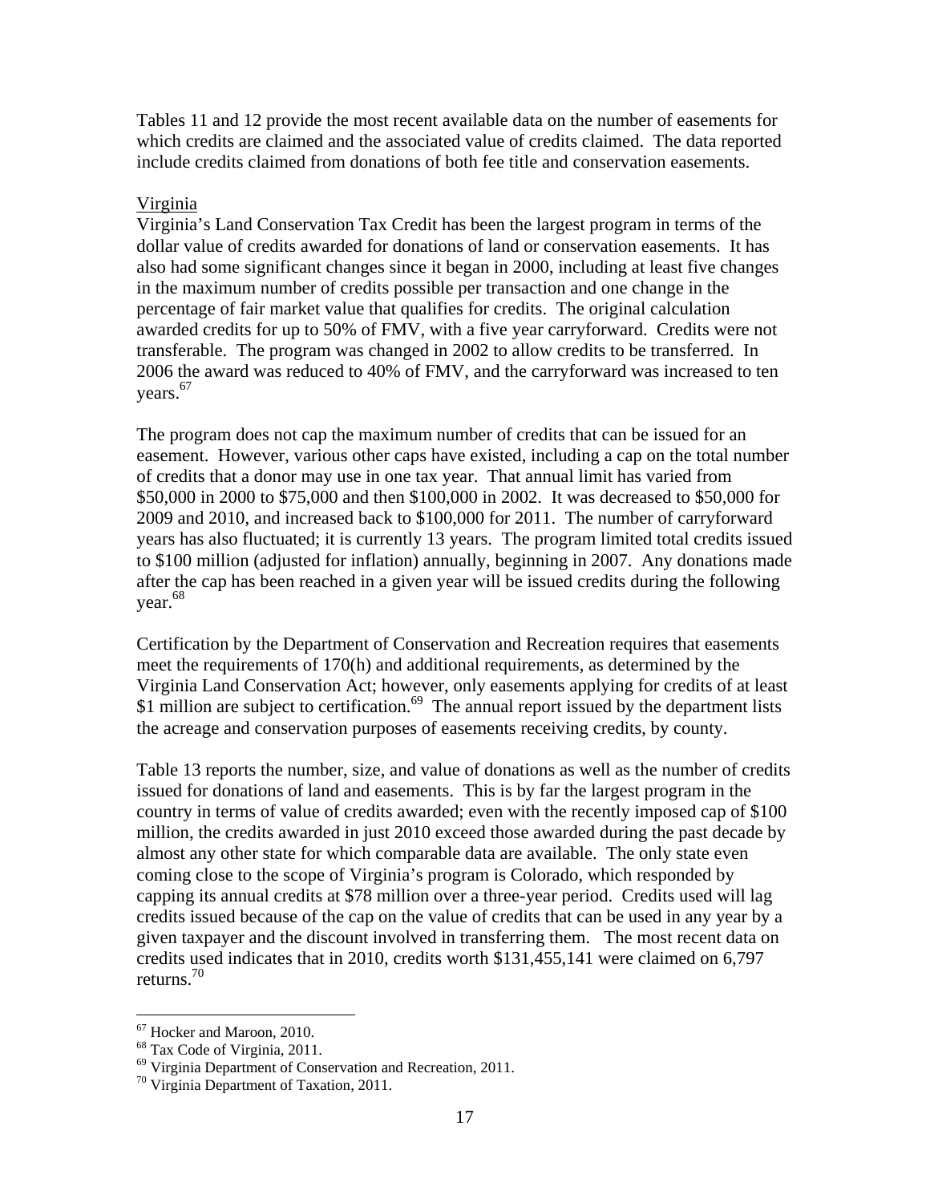Tables 11 and 12 provide the most recent available data on the number of easements for which credits are claimed and the associated value of credits claimed. The data reported include credits claimed from donations of both fee title and conservation easements.

Virginia

Virginia's Land Conservation Tax Credit has been the largest program in terms of the dollar value of credits awarded for donations of land or conservation easements. It has also had some significant changes since it began in 2000, including at least five changes in the maximum number of credits possible per transaction and one change in the percentage of fair market value that qualifies for credits. The original calculation awarded credits for up to 50% of FMV, with a five year carryforward. Credits were not transferable. The program was changed in 2002 to allow credits to be transferred. In 2006 the award was reduced to 40% of FMV, and the carryforward was increased to ten years.[67]

The program does not cap the maximum number of credits that can be issued for an easement. However, various other caps have existed, including a cap on the total number of credits that a donor may use in one tax year. That annual limit has varied from \$50,000 in 2000 to \$75,000 and then \$100,000 in 2002. It was decreased to \$50,000 for 2009 and 2010, and increased back to \$100,000 for 2011. The number of carryforward years has also fluctuated; it is currently 13 years. The program limited total credits issued to \$100 million (adjusted for inflation) annually, beginning in 2007. Any donations made after the cap has been reached in a given year will be issued credits during the following year.[68]

Certification by the Department of Conservation and Recreation requires that easements meet the requirements of 170(h) and additional requirements, as determined by the Virginia Land Conservation Act; however, only easements applying for credits of at least \$1 million are subject to certification.[69] The annual report issued by the department lists the acreage and conservation purposes of easements receiving credits, by county.

Table 13 reports the number, size, and value of donations as well as the number of credits issued for donations of land and easements. This is by far the largest program in the country in terms of value of credits awarded; even with the recently imposed cap of \$100 million, the credits awarded in just 2010 exceed those awarded during the past decade by almost any other state for which comparable data are available. The only state even coming close to the scope of Virginia's program is Colorado, which responded by capping its annual credits at \$78 million over a three-year period. Credits used will lag credits issued because of the cap on the value of credits that can be used in any year by a given taxpayer and the discount involved in transferring them. The most recent data on credits used indicates that in 2010, credits worth \$131,455,141 were claimed on 6,797 returns.[70]

---

[67] Hocker and Maroon, 2010.

[68] Tax Code of Virginia, 2011.

[69] Virginia Department of Conservation and Recreation, 2011.

[70] Virginia Department of Taxation, 2011.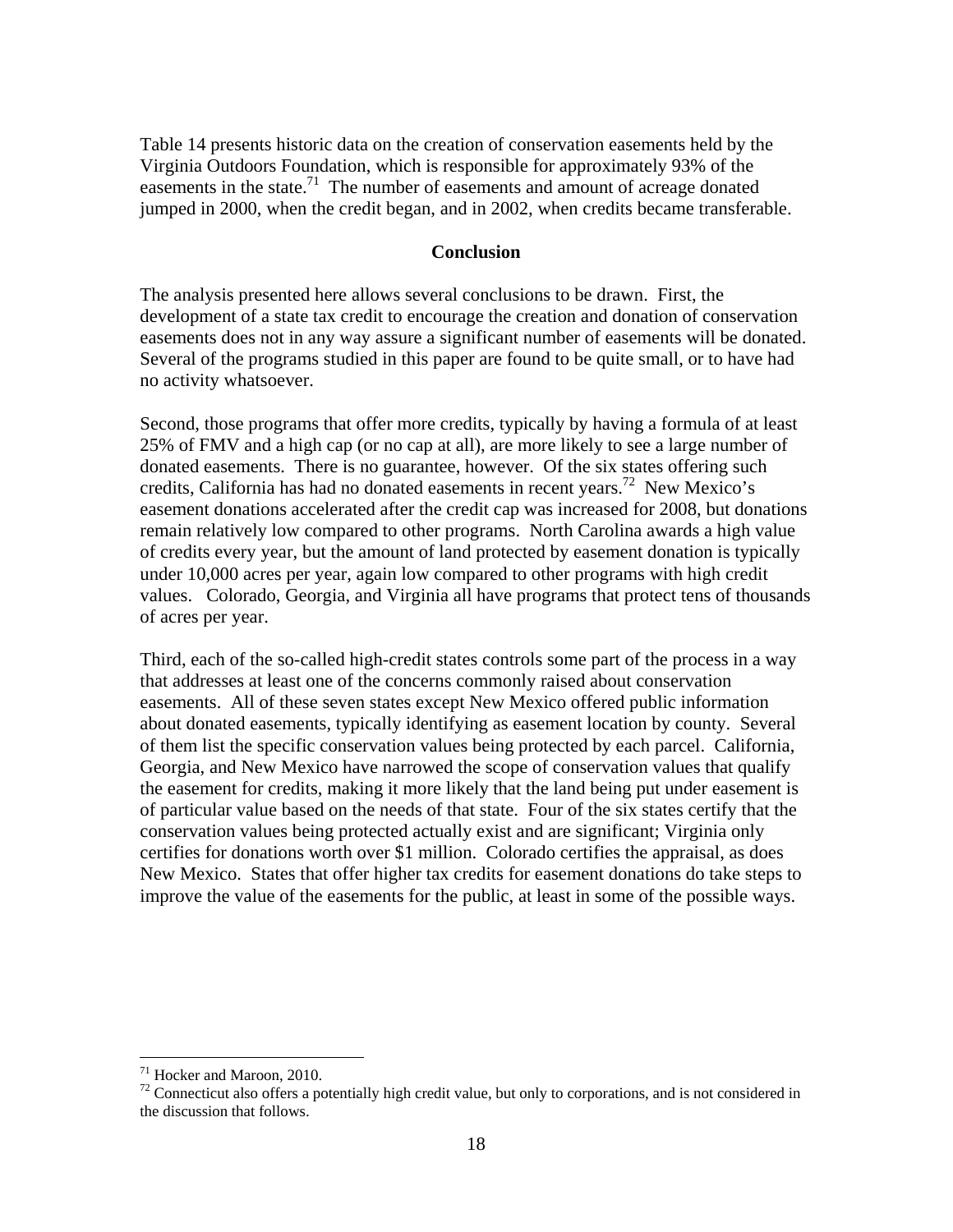Table 14 presents historic data on the creation of conservation easements held by the Virginia Outdoors Foundation, which is responsible for approximately 93% of the easements in the state.[71] The number of easements and amount of acreage donated jumped in 2000, when the credit began, and in 2002, when credits became transferable.

## Conclusion

The analysis presented here allows several conclusions to be drawn. First, the development of a state tax credit to encourage the creation and donation of conservation easements does not in any way assure a significant number of easements will be donated. Several of the programs studied in this paper are found to be quite small, or to have had no activity whatsoever.

Second, those programs that offer more credits, typically by having a formula of at least 25% of FMV and a high cap (or no cap at all), are more likely to see a large number of donated easements. There is no guarantee, however. Of the six states offering such credits, California has had no donated easements in recent years.[72] New Mexico's easement donations accelerated after the credit cap was increased for 2008, but donations remain relatively low compared to other programs. North Carolina awards a high value of credits every year, but the amount of land protected by easement donation is typically under 10,000 acres per year, again low compared to other programs with high credit values. Colorado, Georgia, and Virginia all have programs that protect tens of thousands of acres per year.

Third, each of the so-called high-credit states controls some part of the process in a way that addresses at least one of the concerns commonly raised about conservation easements. All of these seven states except New Mexico offered public information about donated easements, typically identifying as easement location by county. Several of them list the specific conservation values being protected by each parcel. California, Georgia, and New Mexico have narrowed the scope of conservation values that qualify the easement for credits, making it more likely that the land being put under easement is of particular value based on the needs of that state. Four of the six states certify that the conservation values being protected actually exist and are significant; Virginia only certifies for donations worth over $1 million. Colorado certifies the appraisal, as does New Mexico. States that offer higher tax credits for easement donations do take steps to improve the value of the easements for the public, at least in some of the possible ways.

---

[71] Hocker and Maroon, 2010.

[72] Connecticut also offers a potentially high credit value, but only to corporations, and is not considered in the discussion that follows.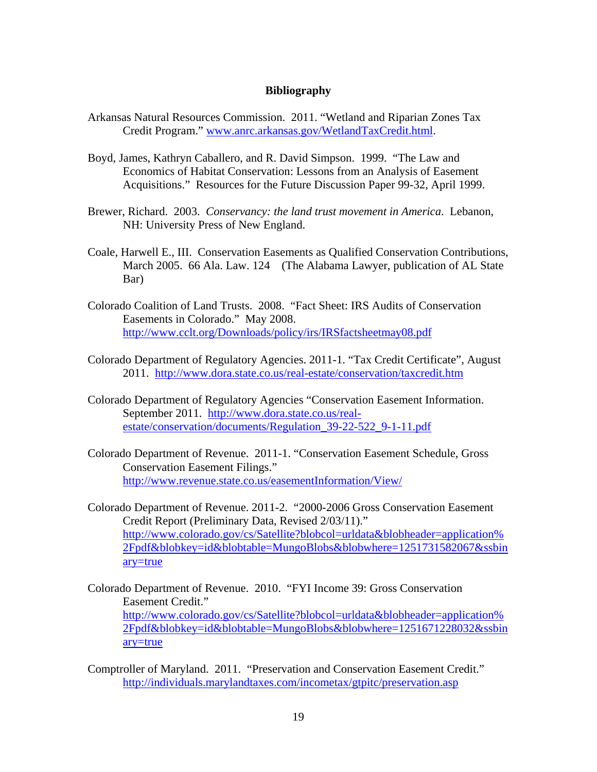## Bibliography

Arkansas Natural Resources Commission. 2011. “Wetland and Riparian Zones Tax Credit Program.” www.anrc.arkansas.gov/WetlandTaxCredit.html.

Boyd, James, Kathryn Caballero, and R. David Simpson. 1999. “The Law and Economics of Habitat Conservation: Lessons from an Analysis of Easement Acquisitions.” Resources for the Future Discussion Paper 99-32, April 1999.

Brewer, Richard. 2003. *Conservancy: the land trust movement in America*. Lebanon, NH: University Press of New England.

Coale, Harwell E., III. Conservation Easements as Qualified Conservation Contributions, March 2005. 66 Ala. Law. 124 (The Alabama Lawyer, publication of AL State Bar)

Colorado Coalition of Land Trusts. 2008. “Fact Sheet: IRS Audits of Conservation Easements in Colorado.” May 2008. http://www.cclt.org/Downloads/policy/irs/IRSfactsheetmay08.pdf

Colorado Department of Regulatory Agencies. 2011-1. “Tax Credit Certificate”, August 2011. http://www.dora.state.co.us/real-estate/conservation/taxcredit.htm

Colorado Department of Regulatory Agencies “Conservation Easement Information. September 2011. http://www.dora.state.co.us/real-estate/conservation/documents/Regulation_39-22-522_9-1-11.pdf

Colorado Department of Revenue. 2011-1. “Conservation Easement Schedule, Gross Conservation Easement Filings.” http://www.revenue.state.co.us/easementInformation/View/

Colorado Department of Revenue. 2011-2. “2000-2006 Gross Conservation Easement Credit Report (Preliminary Data, Revised 2/03/11).” http://www.colorado.gov/cs/Satellite?blobcol=urldata&blobheader=application%2Fpdf&blobkey=id&blobtable=MungoBlobs&blobwhere=1251731582067&ssbinary=true

Colorado Department of Revenue. 2010. “FYI Income 39: Gross Conservation Easement Credit.” http://www.colorado.gov/cs/Satellite?blobcol=urldata&blobheader=application%2Fpdf&blobkey=id&blobtable=MungoBlobs&blobwhere=1251671228032&ssbinary=true

Comptroller of Maryland. 2011. “Preservation and Conservation Easement Credit.” http://individuals.marylandtaxes.com/incometax/gtpitc/preservation.asp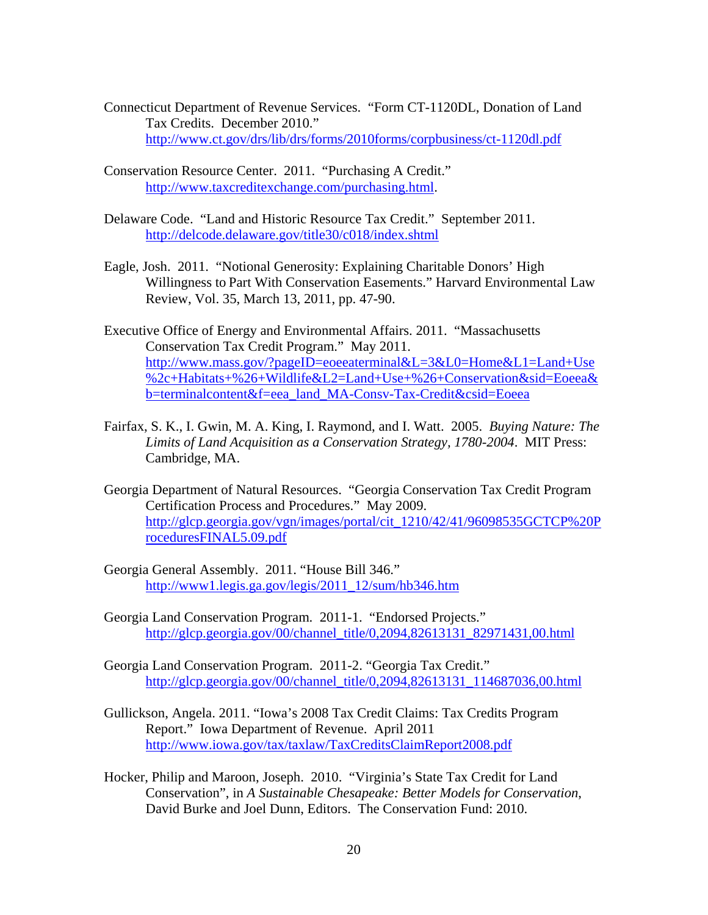Connecticut Department of Revenue Services. "Form CT-1120DL, Donation of Land Tax Credits. December 2010." http://www.ct.gov/drs/lib/drs/forms/2010forms/corpbusiness/ct-1120dl.pdf

Conservation Resource Center. 2011. "Purchasing A Credit." http://www.taxcreditexchange.com/purchasing.html.

Delaware Code. "Land and Historic Resource Tax Credit." September 2011. http://delcode.delaware.gov/title30/c018/index.shtml

Eagle, Josh. 2011. "Notional Generosity: Explaining Charitable Donors' High Willingness to Part With Conservation Easements." Harvard Environmental Law Review, Vol. 35, March 13, 2011, pp. 47-90.

Executive Office of Energy and Environmental Affairs. 2011. "Massachusetts Conservation Tax Credit Program." May 2011. http://www.mass.gov/?pageID=eoeeaterminal&L=3&L0=Home&L1=Land+Use%2c+Habitats+%26+Wildlife&L2=Land+Use+%26+Conservation&sid=Eoeea&b=terminalcontent&f=eea_land_MA-Consv-Tax-Credit&csid=Eoeea

Fairfax, S. K., I. Gwin, M. A. King, I. Raymond, and I. Watt. 2005. *Buying Nature: The Limits of Land Acquisition as a Conservation Strategy, 1780-2004*. MIT Press: Cambridge, MA.

Georgia Department of Natural Resources. "Georgia Conservation Tax Credit Program Certification Process and Procedures." May 2009. http://glcp.georgia.gov/vgn/images/portal/cit_1210/42/41/96098535GCTCP%20ProceduresFINAL5.09.pdf

Georgia General Assembly. 2011. "House Bill 346." http://www1.legis.ga.gov/legis/2011_12/sum/hb346.htm

Georgia Land Conservation Program. 2011-1. "Endorsed Projects." http://glcp.georgia.gov/00/channel_title/0,2094,82613131_82971431,00.html

Georgia Land Conservation Program. 2011-2. "Georgia Tax Credit." http://glcp.georgia.gov/00/channel_title/0,2094,82613131_114687036,00.html

Gullickson, Angela. 2011. "Iowa's 2008 Tax Credit Claims: Tax Credits Program Report." Iowa Department of Revenue. April 2011 http://www.iowa.gov/tax/taxlaw/TaxCreditsClaimReport2008.pdf

Hocker, Philip and Maroon, Joseph. 2010. "Virginia's State Tax Credit for Land Conservation", in *A Sustainable Chesapeake: Better Models for Conservation*, David Burke and Joel Dunn, Editors. The Conservation Fund: 2010.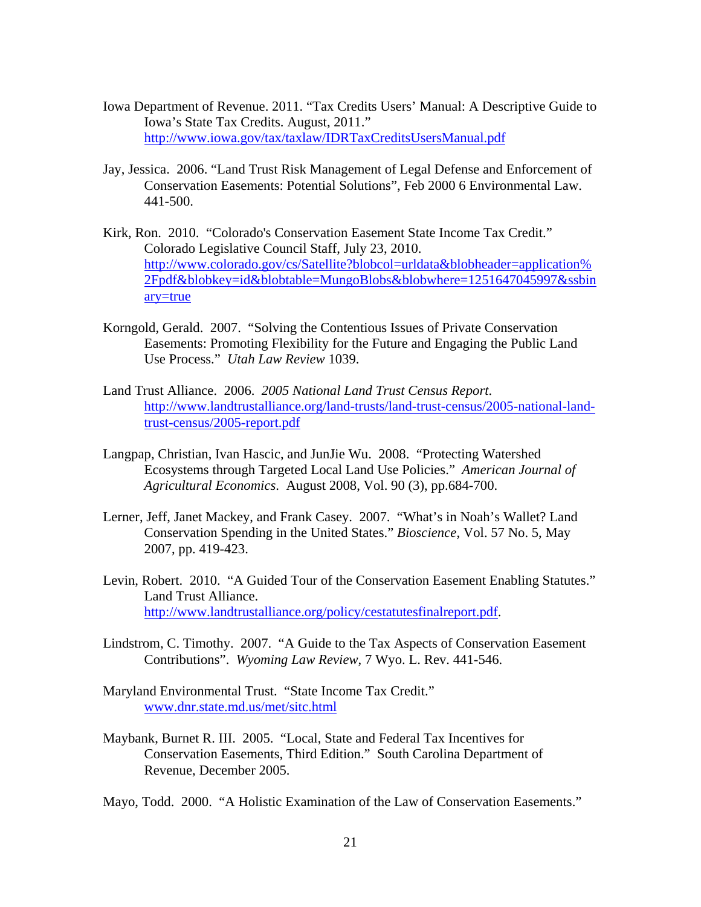Iowa Department of Revenue. 2011. "Tax Credits Users' Manual: A Descriptive Guide to Iowa's State Tax Credits. August, 2011." http://www.iowa.gov/tax/taxlaw/IDRTaxCreditsUsersManual.pdf

Jay, Jessica. 2006. "Land Trust Risk Management of Legal Defense and Enforcement of Conservation Easements: Potential Solutions", Feb 2000 6 Environmental Law. 441-500.

Kirk, Ron. 2010. "Colorado's Conservation Easement State Income Tax Credit." Colorado Legislative Council Staff, July 23, 2010. http://www.colorado.gov/cs/Satellite?blobcol=urldata&blobheader=application%2Fpdf&blobkey=id&blobtable=MungoBlobs&blobwhere=1251647045997&ssbinary=true

Korngold, Gerald. 2007. "Solving the Contentious Issues of Private Conservation Easements: Promoting Flexibility for the Future and Engaging the Public Land Use Process." *Utah Law Review* 1039.

Land Trust Alliance. 2006. *2005 National Land Trust Census Report*. http://www.landtrustalliance.org/land-trusts/land-trust-census/2005-national-land-trust-census/2005-report.pdf

Langpap, Christian, Ivan Hascic, and JunJie Wu. 2008. "Protecting Watershed Ecosystems through Targeted Local Land Use Policies." *American Journal of Agricultural Economics*. August 2008, Vol. 90 (3), pp.684-700.

Lerner, Jeff, Janet Mackey, and Frank Casey. 2007. "What's in Noah's Wallet? Land Conservation Spending in the United States." *Bioscience*, Vol. 57 No. 5, May 2007, pp. 419-423.

Levin, Robert. 2010. "A Guided Tour of the Conservation Easement Enabling Statutes." Land Trust Alliance. http://www.landtrustalliance.org/policy/cestatutesfinalreport.pdf.

Lindstrom, C. Timothy. 2007. "A Guide to the Tax Aspects of Conservation Easement Contributions". *Wyoming Law Review*, 7 Wyo. L. Rev. 441-546.

Maryland Environmental Trust. "State Income Tax Credit." www.dnr.state.md.us/met/sitc.html

Maybank, Burnet R. III. 2005. "Local, State and Federal Tax Incentives for Conservation Easements, Third Edition." South Carolina Department of Revenue, December 2005.

Mayo, Todd. 2000. "A Holistic Examination of the Law of Conservation Easements."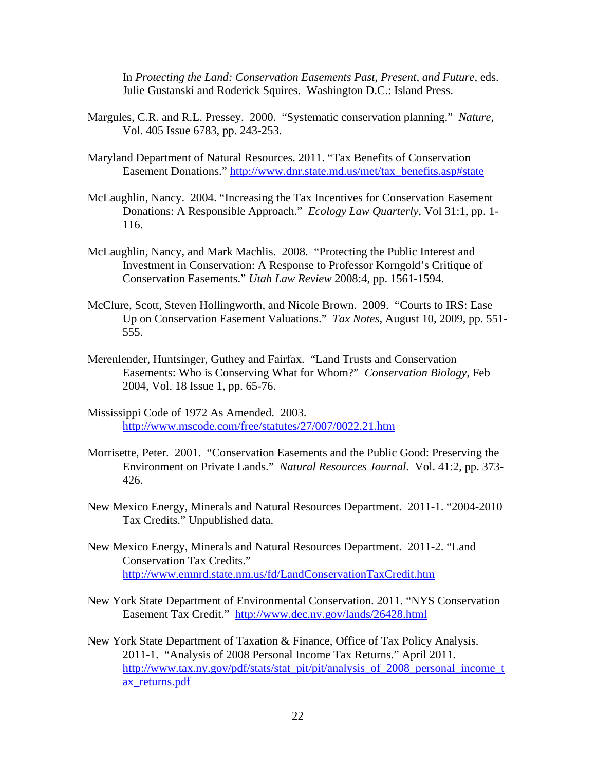In *Protecting the Land: Conservation Easements Past, Present, and Future*, eds. Julie Gustanski and Roderick Squires. Washington D.C.: Island Press.

Margules, C.R. and R.L. Pressey. 2000. "Systematic conservation planning." *Nature*, Vol. 405 Issue 6783, pp. 243-253.

Maryland Department of Natural Resources. 2011. "Tax Benefits of Conservation Easement Donations." http://www.dnr.state.md.us/met/tax_benefits.asp#state

McLaughlin, Nancy. 2004. "Increasing the Tax Incentives for Conservation Easement Donations: A Responsible Approach." *Ecology Law Quarterly*, Vol 31:1, pp. 1-116.

McLaughlin, Nancy, and Mark Machlis. 2008. "Protecting the Public Interest and Investment in Conservation: A Response to Professor Korngold's Critique of Conservation Easements." *Utah Law Review* 2008:4, pp. 1561-1594.

McClure, Scott, Steven Hollingworth, and Nicole Brown. 2009. "Courts to IRS: Ease Up on Conservation Easement Valuations." *Tax Notes*, August 10, 2009, pp. 551-555.

Merenlender, Huntsinger, Guthey and Fairfax. "Land Trusts and Conservation Easements: Who is Conserving What for Whom?" *Conservation Biology*, Feb 2004, Vol. 18 Issue 1, pp. 65-76.

Mississippi Code of 1972 As Amended. 2003. http://www.mscode.com/free/statutes/27/007/0022.21.htm

Morrisette, Peter. 2001. "Conservation Easements and the Public Good: Preserving the Environment on Private Lands." *Natural Resources Journal*. Vol. 41:2, pp. 373-426.

New Mexico Energy, Minerals and Natural Resources Department. 2011-1. "2004-2010 Tax Credits." Unpublished data.

New Mexico Energy, Minerals and Natural Resources Department. 2011-2. "Land Conservation Tax Credits." http://www.emnrd.state.nm.us/fd/LandConservationTaxCredit.htm

New York State Department of Environmental Conservation. 2011. "NYS Conservation Easement Tax Credit." http://www.dec.ny.gov/lands/26428.html

New York State Department of Taxation & Finance, Office of Tax Policy Analysis. 2011-1. "Analysis of 2008 Personal Income Tax Returns." April 2011. http://www.tax.ny.gov/pdf/stats/stat_pit/pit/analysis_of_2008_personal_income_tax_returns.pdf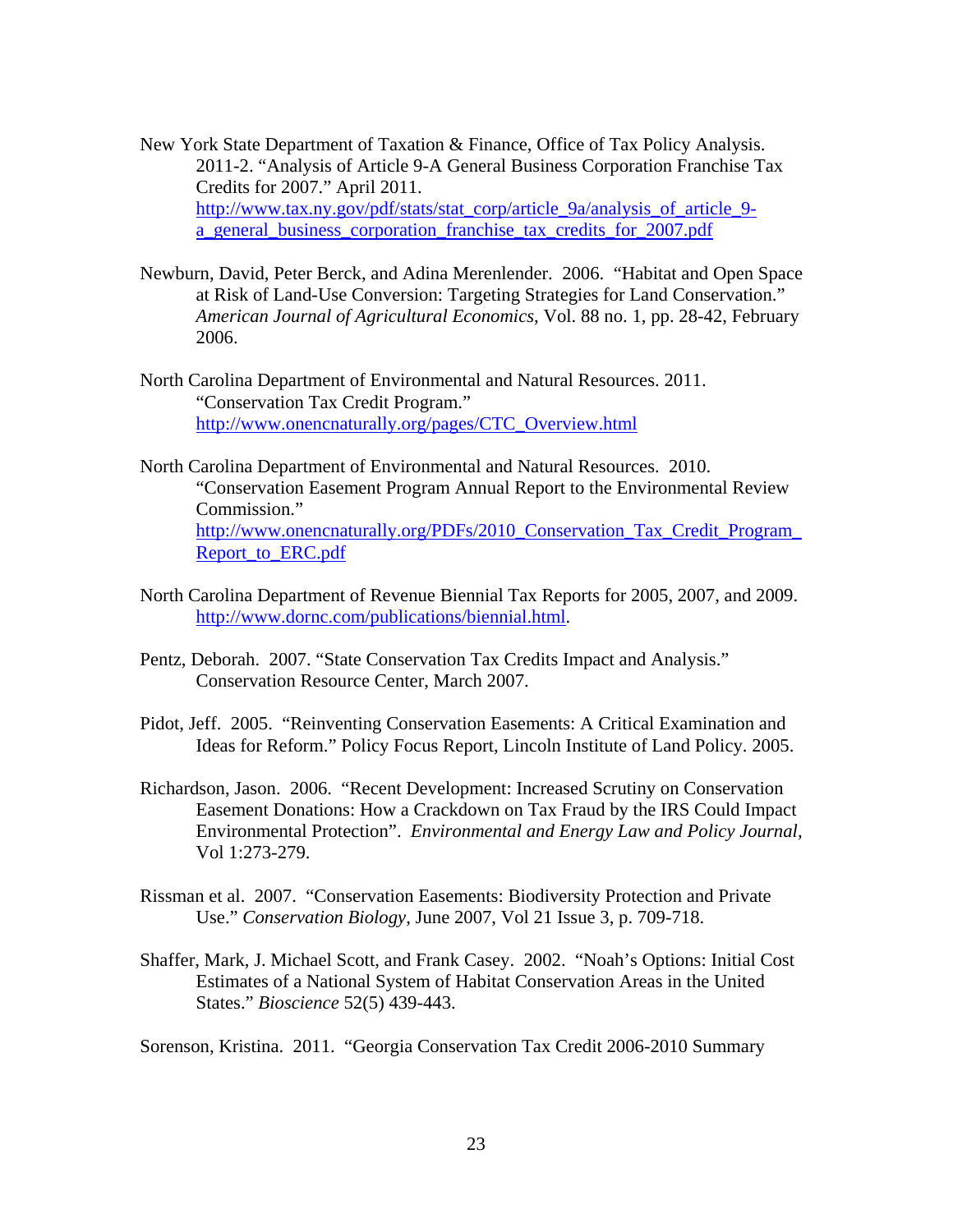New York State Department of Taxation & Finance, Office of Tax Policy Analysis. 2011-2. "Analysis of Article 9-A General Business Corporation Franchise Tax Credits for 2007." April 2011. http://www.tax.ny.gov/pdf/stats/stat_corp/article_9a/analysis_of_article_9-a_general_business_corporation_franchise_tax_credits_for_2007.pdf

Newburn, David, Peter Berck, and Adina Merenlender. 2006. "Habitat and Open Space at Risk of Land-Use Conversion: Targeting Strategies for Land Conservation." *American Journal of Agricultural Economics*, Vol. 88 no. 1, pp. 28-42, February 2006.

North Carolina Department of Environmental and Natural Resources. 2011. "Conservation Tax Credit Program." http://www.onencnaturally.org/pages/CTC_Overview.html

North Carolina Department of Environmental and Natural Resources. 2010. "Conservation Easement Program Annual Report to the Environmental Review Commission." http://www.onencnaturally.org/PDFs/2010_Conservation_Tax_Credit_Program_Report_to_ERC.pdf

North Carolina Department of Revenue Biennial Tax Reports for 2005, 2007, and 2009. http://www.dornc.com/publications/biennial.html.

Pentz, Deborah. 2007. "State Conservation Tax Credits Impact and Analysis." Conservation Resource Center, March 2007.

Pidot, Jeff. 2005. "Reinventing Conservation Easements: A Critical Examination and Ideas for Reform." Policy Focus Report, Lincoln Institute of Land Policy. 2005.

Richardson, Jason. 2006. "Recent Development: Increased Scrutiny on Conservation Easement Donations: How a Crackdown on Tax Fraud by the IRS Could Impact Environmental Protection". *Environmental and Energy Law and Policy Journal,* Vol 1:273-279.

Rissman et al. 2007. "Conservation Easements: Biodiversity Protection and Private Use." *Conservation Biology*, June 2007, Vol 21 Issue 3, p. 709-718.

Shaffer, Mark, J. Michael Scott, and Frank Casey. 2002. "Noah's Options: Initial Cost Estimates of a National System of Habitat Conservation Areas in the United States." *Bioscience* 52(5) 439-443.

Sorenson, Kristina. 2011. "Georgia Conservation Tax Credit 2006-2010 Summary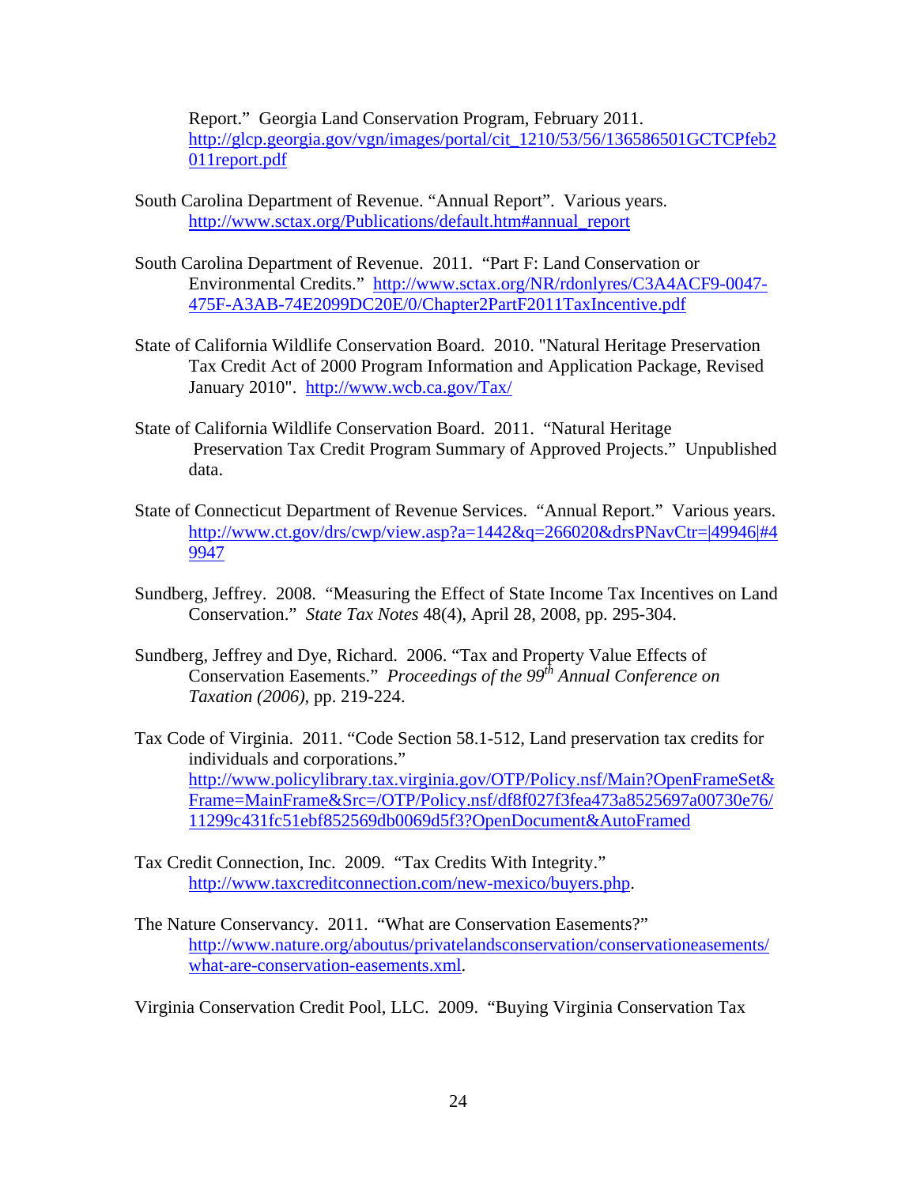Report." Georgia Land Conservation Program, February 2011. http://glcp.georgia.gov/vgn/images/portal/cit_1210/53/56/136586501GCTCPfeb2011report.pdf

South Carolina Department of Revenue. "Annual Report". Various years. http://www.sctax.org/Publications/default.htm#annual_report

South Carolina Department of Revenue. 2011. "Part F: Land Conservation or Environmental Credits." http://www.sctax.org/NR/rdonlyres/C3A4ACF9-0047-475F-A3AB-74E2099DC20E/0/Chapter2PartF2011TaxIncentive.pdf

State of California Wildlife Conservation Board. 2010. "Natural Heritage Preservation Tax Credit Act of 2000 Program Information and Application Package, Revised January 2010". http://www.wcb.ca.gov/Tax/

State of California Wildlife Conservation Board. 2011. "Natural Heritage Preservation Tax Credit Program Summary of Approved Projects." Unpublished data.

State of Connecticut Department of Revenue Services. "Annual Report." Various years. http://www.ct.gov/drs/cwp/view.asp?a=1442&q=266020&drsPNavCtr=|49946|#49947

Sundberg, Jeffrey. 2008. "Measuring the Effect of State Income Tax Incentives on Land Conservation." *State Tax Notes* 48(4), April 28, 2008, pp. 295-304.

Sundberg, Jeffrey and Dye, Richard. 2006. "Tax and Property Value Effects of Conservation Easements." *Proceedings of the 99th Annual Conference on Taxation (2006)*, pp. 219-224.

Tax Code of Virginia. 2011. "Code Section 58.1-512, Land preservation tax credits for individuals and corporations." http://www.policylibrary.tax.virginia.gov/OTP/Policy.nsf/Main?OpenFrameSet&Frame=MainFrame&Src=/OTP/Policy.nsf/df8f027f3fea473a8525697a00730e76/11299c431fc51ebf852569db0069d5f3?OpenDocument&AutoFramed

Tax Credit Connection, Inc. 2009. "Tax Credits With Integrity." http://www.taxcreditconnection.com/new-mexico/buyers.php.

The Nature Conservancy. 2011. "What are Conservation Easements?" http://www.nature.org/aboutus/privatelandsconservation/conservationeasements/what-are-conservation-easements.xml.

Virginia Conservation Credit Pool, LLC. 2009. "Buying Virginia Conservation Tax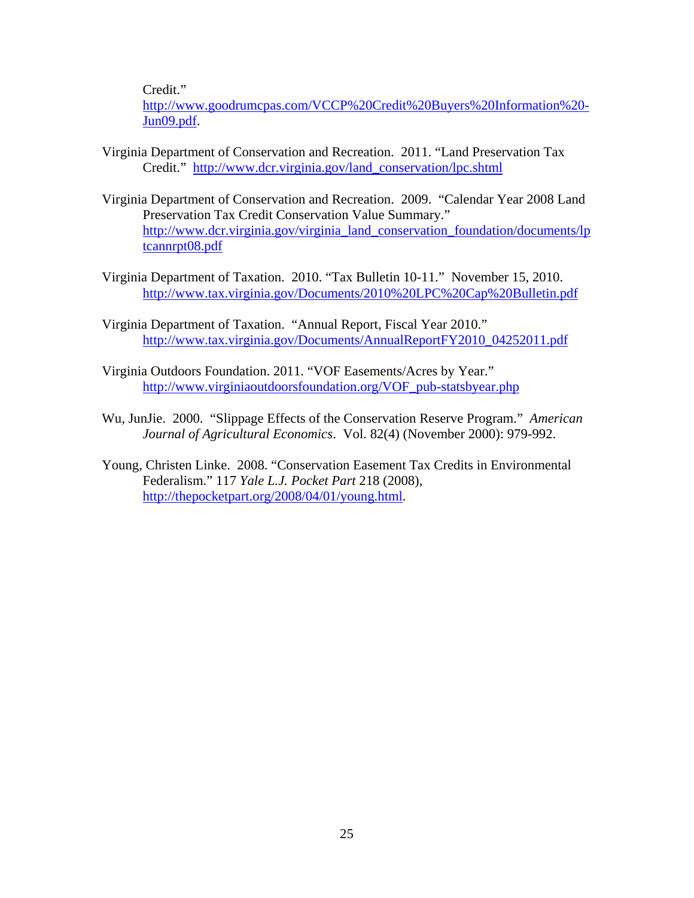Credit."
http://www.goodrumcpas.com/VCCP%20Credit%20Buyers%20Information%20-Jun09.pdf.

Virginia Department of Conservation and Recreation. 2011. "Land Preservation Tax Credit." http://www.dcr.virginia.gov/land_conservation/lpc.shtml

Virginia Department of Conservation and Recreation. 2009. "Calendar Year 2008 Land Preservation Tax Credit Conservation Value Summary." http://www.dcr.virginia.gov/virginia_land_conservation_foundation/documents/lptcannrpt08.pdf

Virginia Department of Taxation. 2010. "Tax Bulletin 10-11." November 15, 2010. http://www.tax.virginia.gov/Documents/2010%20LPC%20Cap%20Bulletin.pdf

Virginia Department of Taxation. "Annual Report, Fiscal Year 2010." http://www.tax.virginia.gov/Documents/AnnualReportFY2010_04252011.pdf

Virginia Outdoors Foundation. 2011. "VOF Easements/Acres by Year." http://www.virginiaoutdoorsfoundation.org/VOF_pub-statsbyyear.php

Wu, JunJie. 2000. "Slippage Effects of the Conservation Reserve Program." *American Journal of Agricultural Economics*. Vol. 82(4) (November 2000): 979-992.

Young, Christen Linke. 2008. "Conservation Easement Tax Credits in Environmental Federalism." 117 *Yale L.J. Pocket Part* 218 (2008), http://thepocketpart.org/2008/04/01/young.html.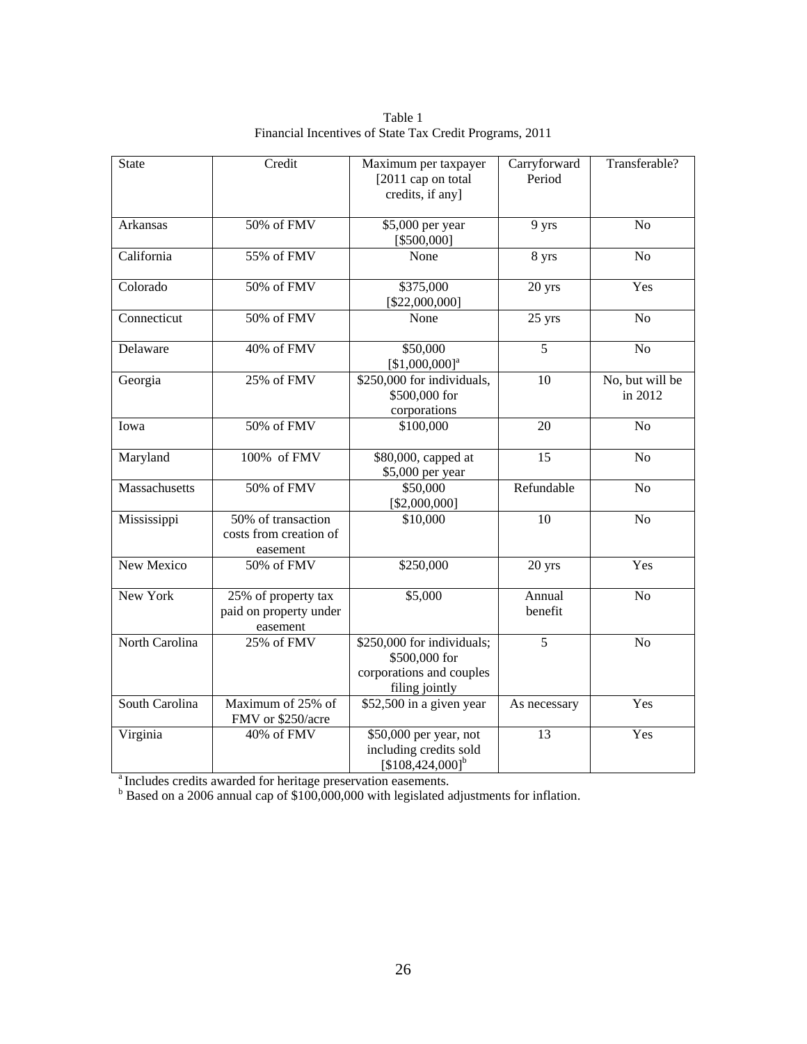Table 1
Financial Incentives of State Tax Credit Programs, 2011

| State | Credit | Maximum per taxpayer [2011 cap on total credits, if any] | Carryforward Period | Transferable? |
|---|---|---|---|---|
| Arkansas | 50% of FMV | $5,000 per year [$500,000] | 9 yrs | No |
| California | 55% of FMV | None | 8 yrs | No |
| Colorado | 50% of FMV | $375,000 [$22,000,000] | 20 yrs | Yes |
| Connecticut | 50% of FMV | None | 25 yrs | No |
| Delaware | 40% of FMV | $50,000 [$1,000,000][a] | 5 | No |
| Georgia | 25% of FMV | $250,000 for individuals, $500,000 for corporations | 10 | No, but will be in 2012 |
| Iowa | 50% of FMV | $100,000 | 20 | No |
| Maryland | 100% of FMV | $80,000, capped at $5,000 per year | 15 | No |
| Massachusetts | 50% of FMV | $50,000 [$2,000,000] | Refundable | No |
| Mississippi | 50% of transaction costs from creation of easement | $10,000 | 10 | No |
| New Mexico | 50% of FMV | $250,000 | 20 yrs | Yes |
| New York | 25% of property tax paid on property under easement | $5,000 | Annual benefit | No |
| North Carolina | 25% of FMV | $250,000 for individuals; $500,000 for corporations and couples filing jointly | 5 | No |
| South Carolina | Maximum of 25% of FMV or $250/acre | $52,500 in a given year | As necessary | Yes |
| Virginia | 40% of FMV | $50,000 per year, not including credits sold [$108,424,000][b] | 13 | Yes |

[a] Includes credits awarded for heritage preservation easements.
[b] Based on a 2006 annual cap of $100,000,000 with legislated adjustments for inflation.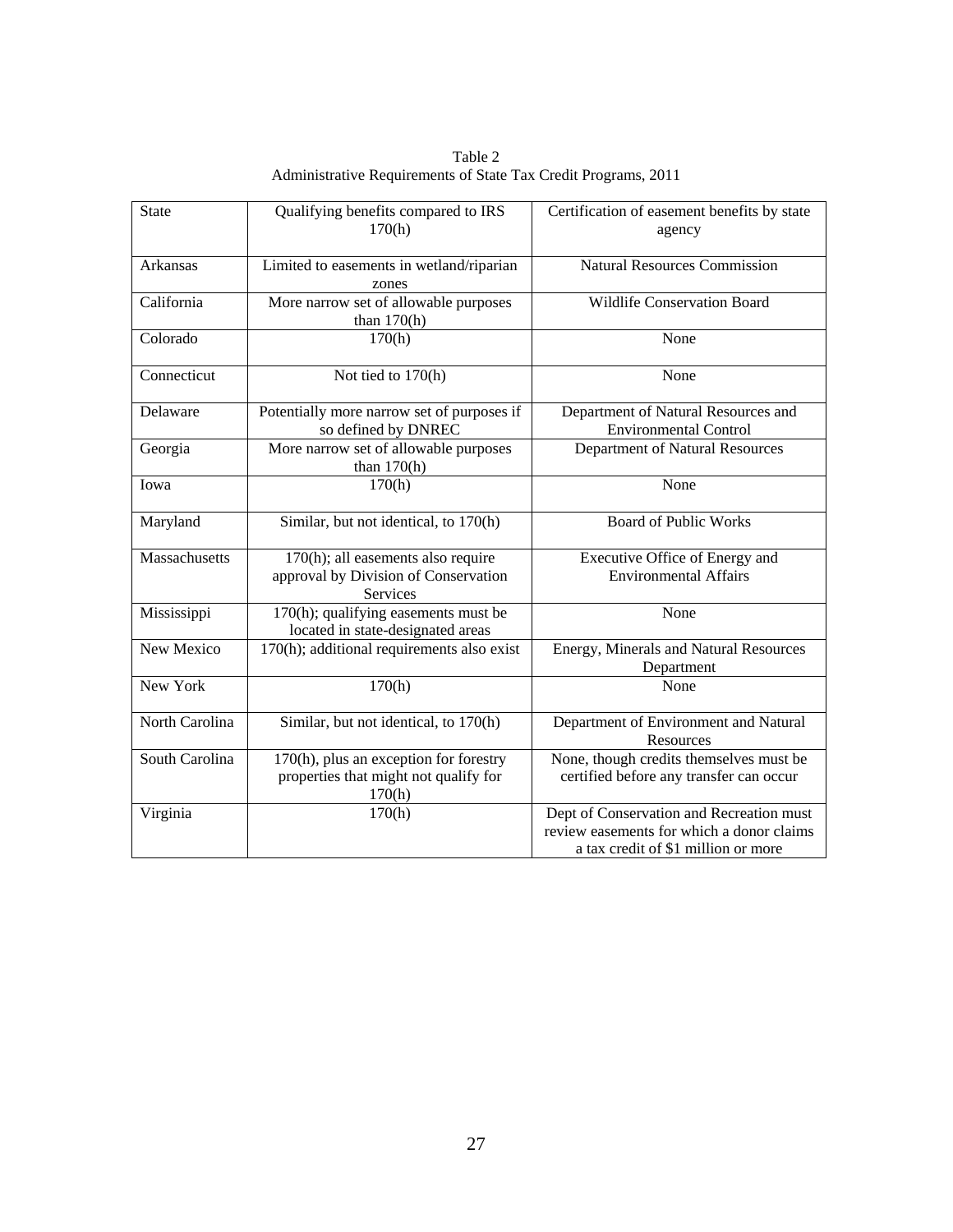Table 2
Administrative Requirements of State Tax Credit Programs, 2011

| State | Qualifying benefits compared to IRS 170(h) | Certification of easement benefits by state agency |
|---|---|---|
| Arkansas | Limited to easements in wetland/riparian zones | Natural Resources Commission |
| California | More narrow set of allowable purposes than 170(h) | Wildlife Conservation Board |
| Colorado | 170(h) | None |
| Connecticut | Not tied to 170(h) | None |
| Delaware | Potentially more narrow set of purposes if so defined by DNREC | Department of Natural Resources and Environmental Control |
| Georgia | More narrow set of allowable purposes than 170(h) | Department of Natural Resources |
| Iowa | 170(h) | None |
| Maryland | Similar, but not identical, to 170(h) | Board of Public Works |
| Massachusetts | 170(h); all easements also require approval by Division of Conservation Services | Executive Office of Energy and Environmental Affairs |
| Mississippi | 170(h); qualifying easements must be located in state-designated areas | None |
| New Mexico | 170(h); additional requirements also exist | Energy, Minerals and Natural Resources Department |
| New York | 170(h) | None |
| North Carolina | Similar, but not identical, to 170(h) | Department of Environment and Natural Resources |
| South Carolina | 170(h), plus an exception for forestry properties that might not qualify for 170(h) | None, though credits themselves must be certified before any transfer can occur |
| Virginia | 170(h) | Dept of Conservation and Recreation must review easements for which a donor claims a tax credit of $1 million or more |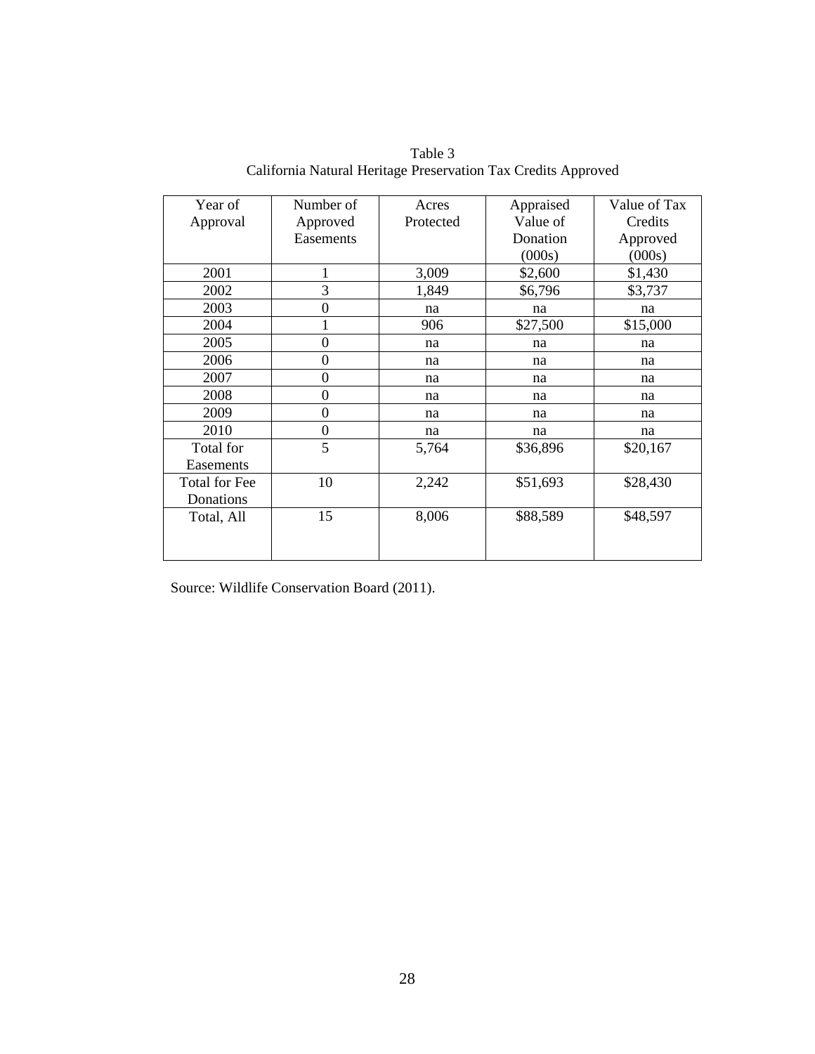Table 3
California Natural Heritage Preservation Tax Credits Approved

| Year of Approval | Number of Approved Easements | Acres Protected | Appraised Value of Donation (000s) | Value of Tax Credits Approved (000s) |
|---|---|---|---|---|
| 2001 | 1 | 3,009 | $2,600 | $1,430 |
| 2002 | 3 | 1,849 | $6,796 | $3,737 |
| 2003 | 0 | na | na | na |
| 2004 | 1 | 906 | $27,500 | $15,000 |
| 2005 | 0 | na | na | na |
| 2006 | 0 | na | na | na |
| 2007 | 0 | na | na | na |
| 2008 | 0 | na | na | na |
| 2009 | 0 | na | na | na |
| 2010 | 0 | na | na | na |
| Total for Easements | 5 | 5,764 | $36,896 | $20,167 |
| Total for Fee Donations | 10 | 2,242 | $51,693 | $28,430 |
| Total, All | 15 | 8,006 | $88,589 | $48,597 |

Source: Wildlife Conservation Board (2011).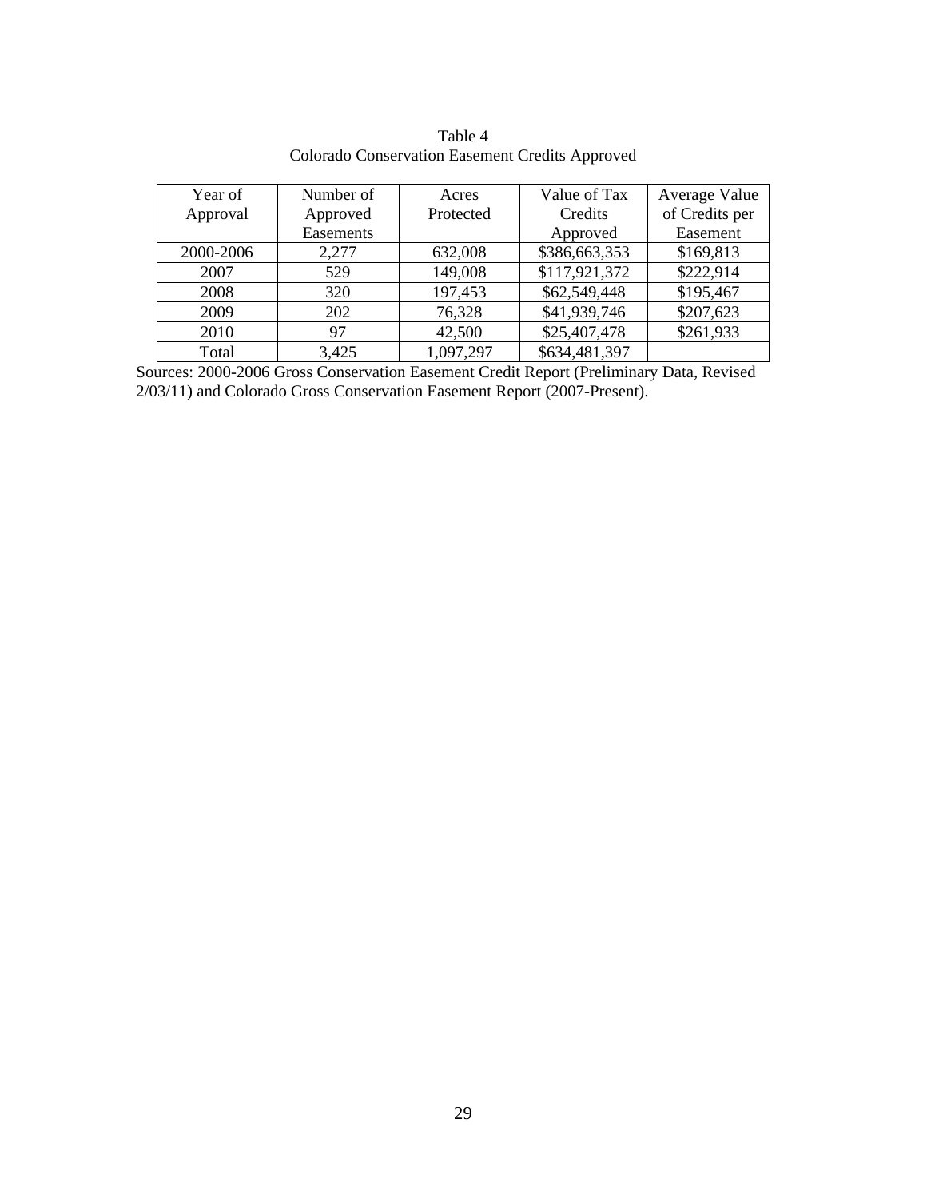Table 4
Colorado Conservation Easement Credits Approved

| Year of Approval | Number of Approved Easements | Acres Protected | Value of Tax Credits Approved | Average Value of Credits per Easement |
|---|---|---|---|---|
| 2000-2006 | 2,277 | 632,008 | $386,663,353 | $169,813 |
| 2007 | 529 | 149,008 | $117,921,372 | $222,914 |
| 2008 | 320 | 197,453 | $62,549,448 | $195,467 |
| 2009 | 202 | 76,328 | $41,939,746 | $207,623 |
| 2010 | 97 | 42,500 | $25,407,478 | $261,933 |
| Total | 3,425 | 1,097,297 | $634,481,397 | |

Sources: 2000-2006 Gross Conservation Easement Credit Report (Preliminary Data, Revised 2/03/11) and Colorado Gross Conservation Easement Report (2007-Present).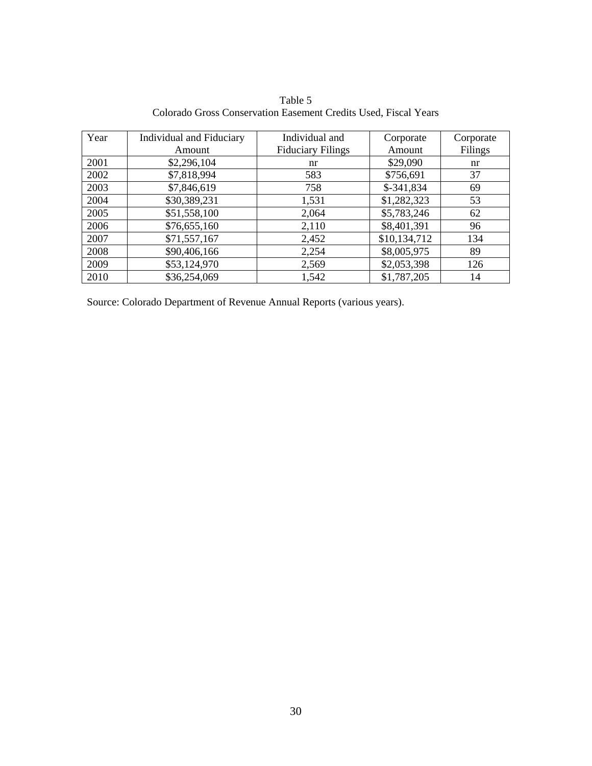Table 5

Colorado Gross Conservation Easement Credits Used, Fiscal Years

| Year | Individual and Fiduciary Amount | Individual and Fiduciary Filings | Corporate Amount | Corporate Filings |
|---|---|---|---|---|
| 2001 | $2,296,104 | nr | $29,090 | nr |
| 2002 | $7,818,994 | 583 | $756,691 | 37 |
| 2003 | $7,846,619 | 758 | $-341,834 | 69 |
| 2004 | $30,389,231 | 1,531 | $1,282,323 | 53 |
| 2005 | $51,558,100 | 2,064 | $5,783,246 | 62 |
| 2006 | $76,655,160 | 2,110 | $8,401,391 | 96 |
| 2007 | $71,557,167 | 2,452 | $10,134,712 | 134 |
| 2008 | $90,406,166 | 2,254 | $8,005,975 | 89 |
| 2009 | $53,124,970 | 2,569 | $2,053,398 | 126 |
| 2010 | $36,254,069 | 1,542 | $1,787,205 | 14 |

Source: Colorado Department of Revenue Annual Reports (various years).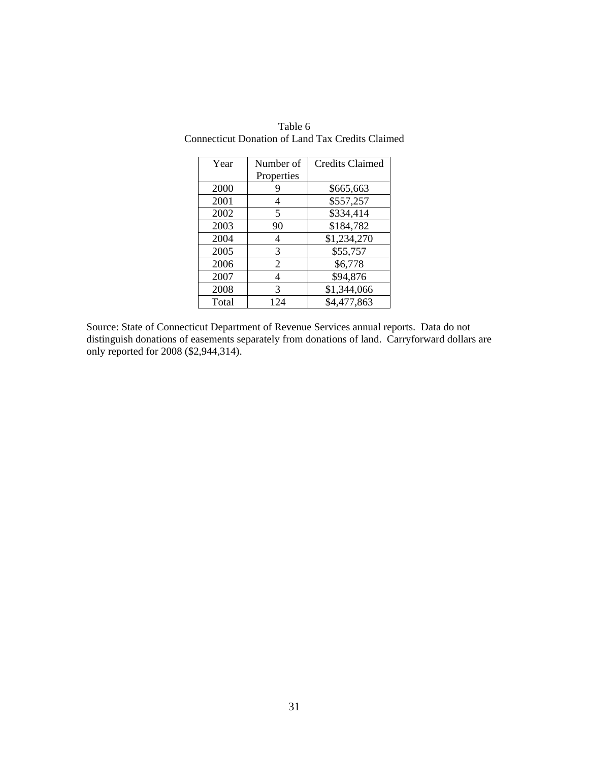Table 6
Connecticut Donation of Land Tax Credits Claimed

| Year | Number of Properties | Credits Claimed |
|---|---|---|
| 2000 | 9 | $665,663 |
| 2001 | 4 | $557,257 |
| 2002 | 5 | $334,414 |
| 2003 | 90 | $184,782 |
| 2004 | 4 | $1,234,270 |
| 2005 | 3 | $55,757 |
| 2006 | 2 | $6,778 |
| 2007 | 4 | $94,876 |
| 2008 | 3 | $1,344,066 |
| Total | 124 | $4,477,863 |

Source: State of Connecticut Department of Revenue Services annual reports. Data do not distinguish donations of easements separately from donations of land. Carryforward dollars are only reported for 2008 ($2,944,314).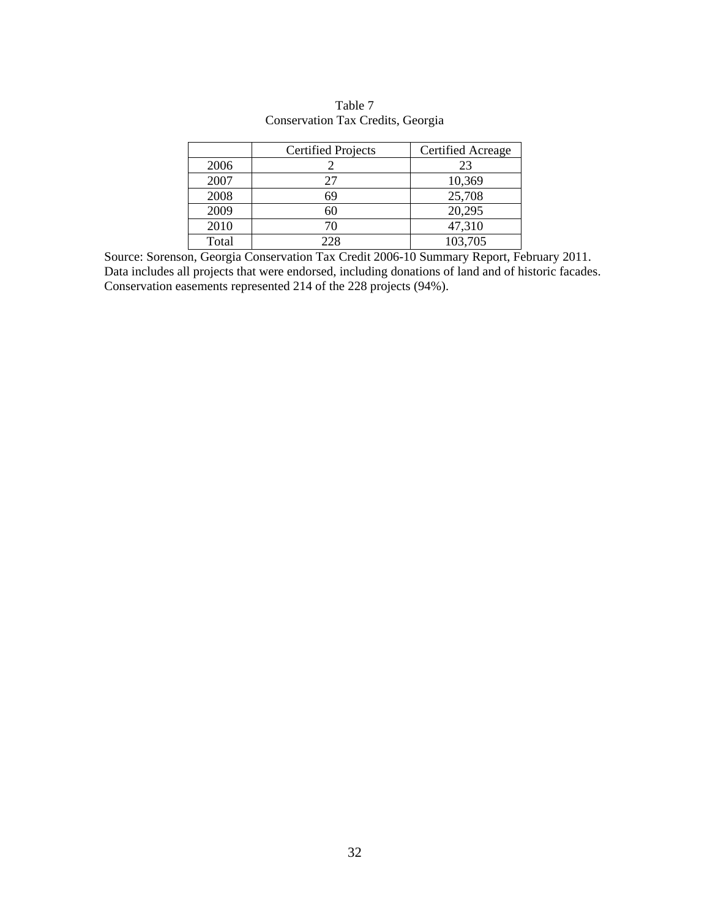Table 7
Conservation Tax Credits, Georgia

| | Certified Projects | Certified Acreage |
|---|---|---|
| 2006 | 2 | 23 |
| 2007 | 27 | 10,369 |
| 2008 | 69 | 25,708 |
| 2009 | 60 | 20,295 |
| 2010 | 70 | 47,310 |
| Total | 228 | 103,705 |

Source: Sorenson, Georgia Conservation Tax Credit 2006-10 Summary Report, February 2011. Data includes all projects that were endorsed, including donations of land and of historic facades. Conservation easements represented 214 of the 228 projects (94%).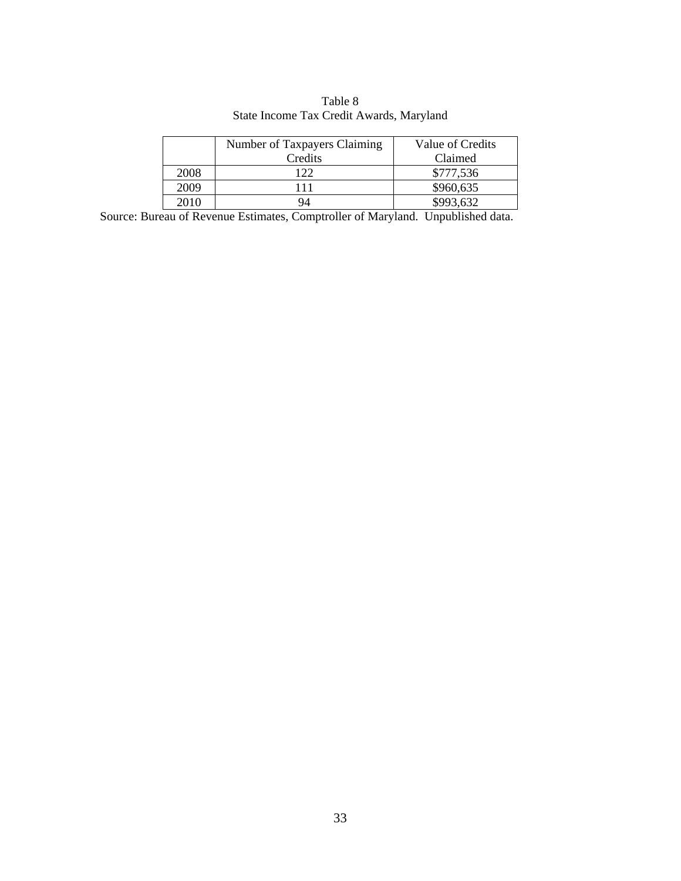Table 8
State Income Tax Credit Awards, Maryland

| | Number of Taxpayers Claiming Credits | Value of Credits Claimed |
|---|---|---|
| 2008 | 122 | $777,536 |
| 2009 | 111 | $960,635 |
| 2010 | 94 | $993,632 |

Source: Bureau of Revenue Estimates, Comptroller of Maryland. Unpublished data.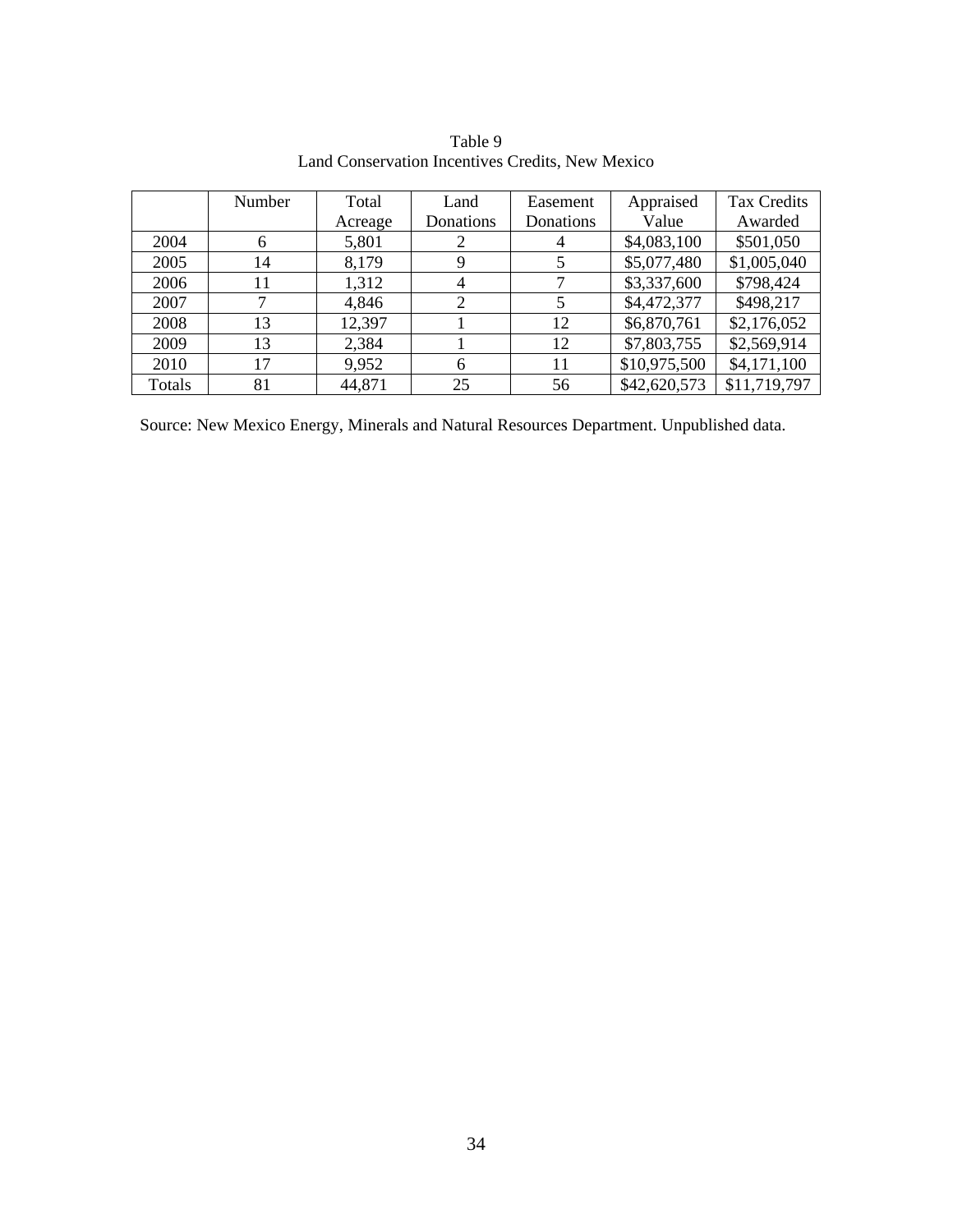Table 9
Land Conservation Incentives Credits, New Mexico

| | Number | Total Acreage | Land Donations | Easement Donations | Appraised Value | Tax Credits Awarded |
|---|---|---|---|---|---|---|
| 2004 | 6 | 5,801 | 2 | 4 | $4,083,100 | $501,050 |
| 2005 | 14 | 8,179 | 9 | 5 | $5,077,480 | $1,005,040 |
| 2006 | 11 | 1,312 | 4 | 7 | $3,337,600 | $798,424 |
| 2007 | 7 | 4,846 | 2 | 5 | $4,472,377 | $498,217 |
| 2008 | 13 | 12,397 | 1 | 12 | $6,870,761 | $2,176,052 |
| 2009 | 13 | 2,384 | 1 | 12 | $7,803,755 | $2,569,914 |
| 2010 | 17 | 9,952 | 6 | 11 | $10,975,500 | $4,171,100 |
| Totals | 81 | 44,871 | 25 | 56 | $42,620,573 | $11,719,797 |

Source: New Mexico Energy, Minerals and Natural Resources Department. Unpublished data.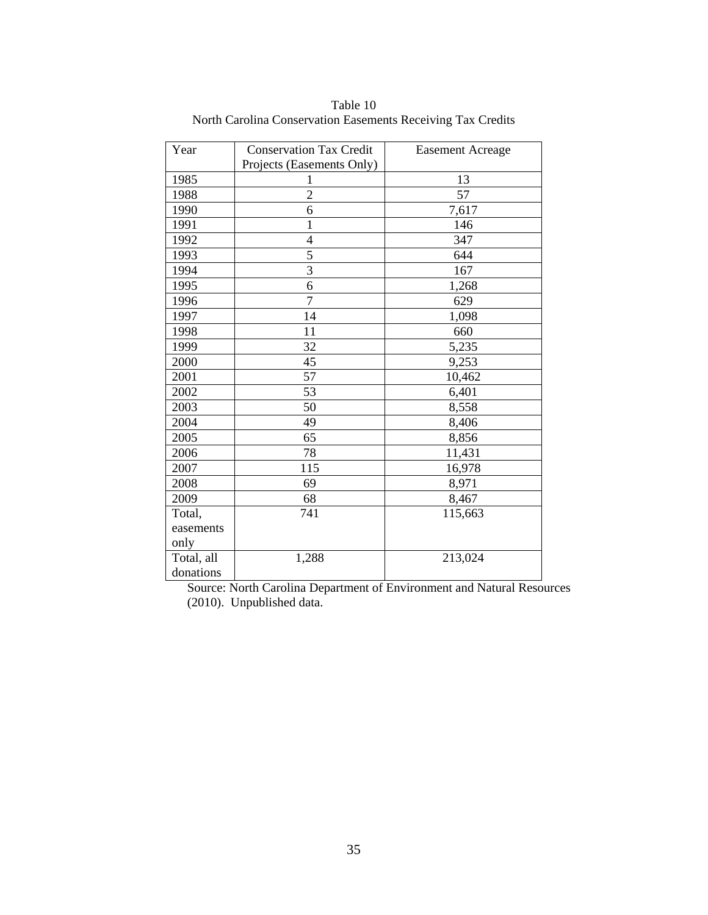Table 10
North Carolina Conservation Easements Receiving Tax Credits

| Year | Conservation Tax Credit Projects (Easements Only) | Easement Acreage |
|---|---|---|
| 1985 | 1 | 13 |
| 1988 | 2 | 57 |
| 1990 | 6 | 7,617 |
| 1991 | 1 | 146 |
| 1992 | 4 | 347 |
| 1993 | 5 | 644 |
| 1994 | 3 | 167 |
| 1995 | 6 | 1,268 |
| 1996 | 7 | 629 |
| 1997 | 14 | 1,098 |
| 1998 | 11 | 660 |
| 1999 | 32 | 5,235 |
| 2000 | 45 | 9,253 |
| 2001 | 57 | 10,462 |
| 2002 | 53 | 6,401 |
| 2003 | 50 | 8,558 |
| 2004 | 49 | 8,406 |
| 2005 | 65 | 8,856 |
| 2006 | 78 | 11,431 |
| 2007 | 115 | 16,978 |
| 2008 | 69 | 8,971 |
| 2009 | 68 | 8,467 |
| Total, easements only | 741 | 115,663 |
| Total, all donations | 1,288 | 213,024 |

Source: North Carolina Department of Environment and Natural Resources (2010). Unpublished data.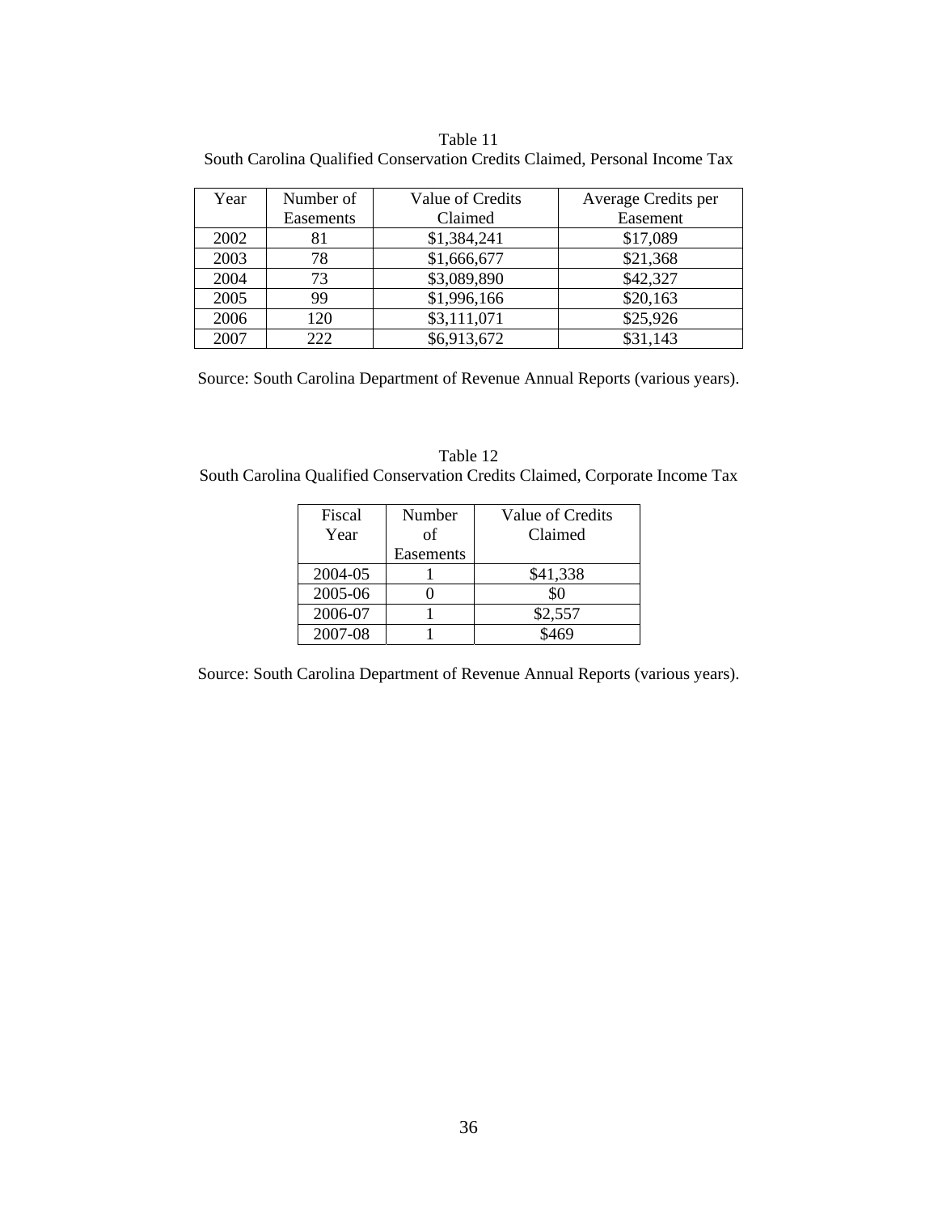Table 11
South Carolina Qualified Conservation Credits Claimed, Personal Income Tax

| Year | Number of Easements | Value of Credits Claimed | Average Credits per Easement |
|---|---|---|---|
| 2002 | 81 | $1,384,241 | $17,089 |
| 2003 | 78 | $1,666,677 | $21,368 |
| 2004 | 73 | $3,089,890 | $42,327 |
| 2005 | 99 | $1,996,166 | $20,163 |
| 2006 | 120 | $3,111,071 | $25,926 |
| 2007 | 222 | $6,913,672 | $31,143 |

Source: South Carolina Department of Revenue Annual Reports (various years).

Table 12
South Carolina Qualified Conservation Credits Claimed, Corporate Income Tax

| Fiscal Year | Number of Easements | Value of Credits Claimed |
|---|---|---|
| 2004-05 | 1 | $41,338 |
| 2005-06 | 0 | $0 |
| 2006-07 | 1 | $2,557 |
| 2007-08 | 1 | $469 |

Source: South Carolina Department of Revenue Annual Reports (various years).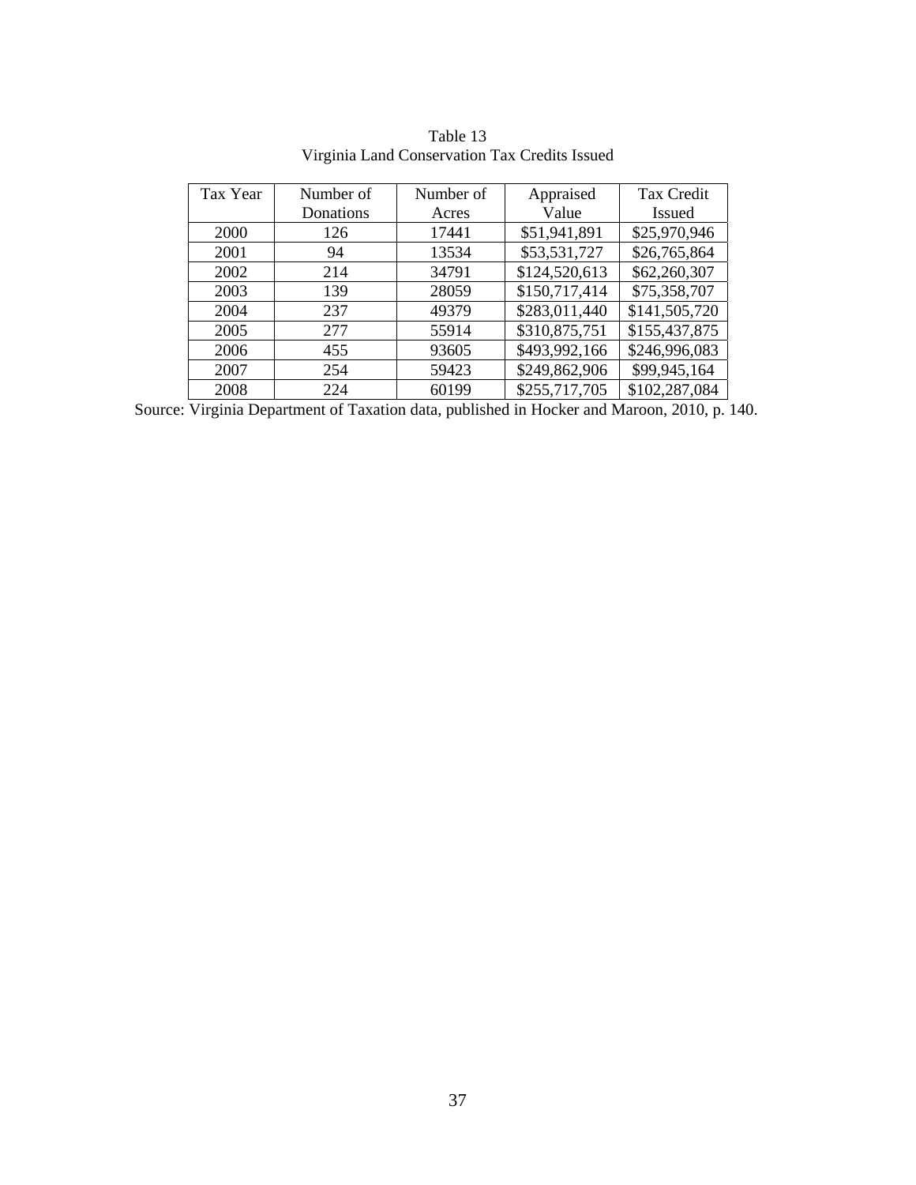Table 13
Virginia Land Conservation Tax Credits Issued

| Tax Year | Number of Donations | Number of Acres | Appraised Value | Tax Credit Issued |
|---|---|---|---|---|
| 2000 | 126 | 17441 | $51,941,891 | $25,970,946 |
| 2001 | 94 | 13534 | $53,531,727 | $26,765,864 |
| 2002 | 214 | 34791 | $124,520,613 | $62,260,307 |
| 2003 | 139 | 28059 | $150,717,414 | $75,358,707 |
| 2004 | 237 | 49379 | $283,011,440 | $141,505,720 |
| 2005 | 277 | 55914 | $310,875,751 | $155,437,875 |
| 2006 | 455 | 93605 | $493,992,166 | $246,996,083 |
| 2007 | 254 | 59423 | $249,862,906 | $99,945,164 |
| 2008 | 224 | 60199 | $255,717,705 | $102,287,084 |

Source: Virginia Department of Taxation data, published in Hocker and Maroon, 2010, p. 140.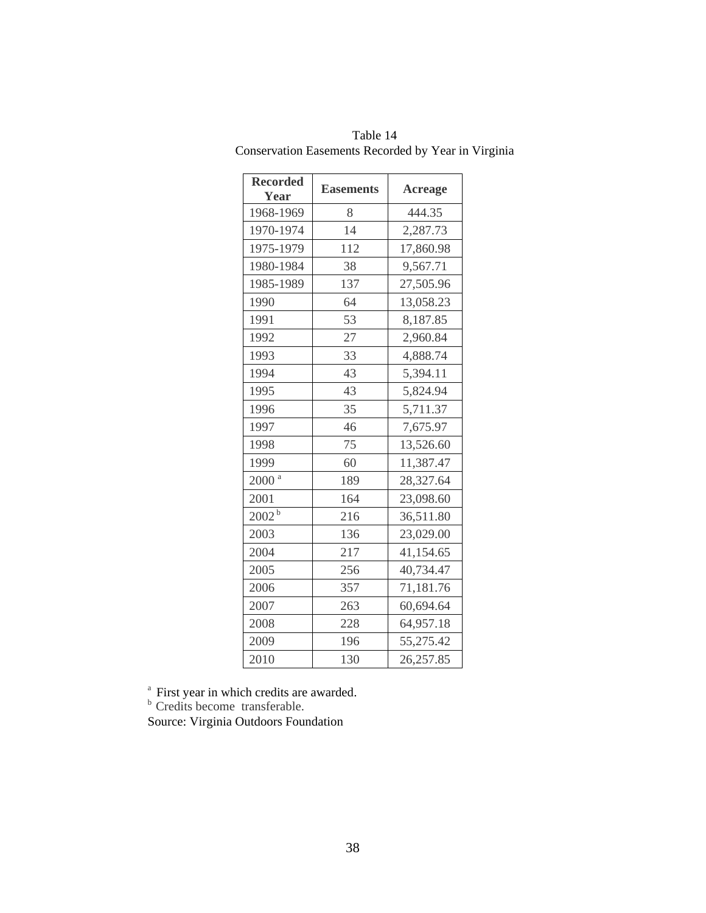Table 14
Conservation Easements Recorded by Year in Virginia

| Recorded Year | Easements | Acreage |
|---|---|---|
| 1968-1969 | 8 | 444.35 |
| 1970-1974 | 14 | 2,287.73 |
| 1975-1979 | 112 | 17,860.98 |
| 1980-1984 | 38 | 9,567.71 |
| 1985-1989 | 137 | 27,505.96 |
| 1990 | 64 | 13,058.23 |
| 1991 | 53 | 8,187.85 |
| 1992 | 27 | 2,960.84 |
| 1993 | 33 | 4,888.74 |
| 1994 | 43 | 5,394.11 |
| 1995 | 43 | 5,824.94 |
| 1996 | 35 | 5,711.37 |
| 1997 | 46 | 7,675.97 |
| 1998 | 75 | 13,526.60 |
| 1999 | 60 | 11,387.47 |
| 2000 [a] | 189 | 28,327.64 |
| 2001 | 164 | 23,098.60 |
| 2002 [b] | 216 | 36,511.80 |
| 2003 | 136 | 23,029.00 |
| 2004 | 217 | 41,154.65 |
| 2005 | 256 | 40,734.47 |
| 2006 | 357 | 71,181.76 |
| 2007 | 263 | 60,694.64 |
| 2008 | 228 | 64,957.18 |
| 2009 | 196 | 55,275.42 |
| 2010 | 130 | 26,257.85 |

[a] First year in which credits are awarded.
[b] Credits become transferable.
Source: Virginia Outdoors Foundation